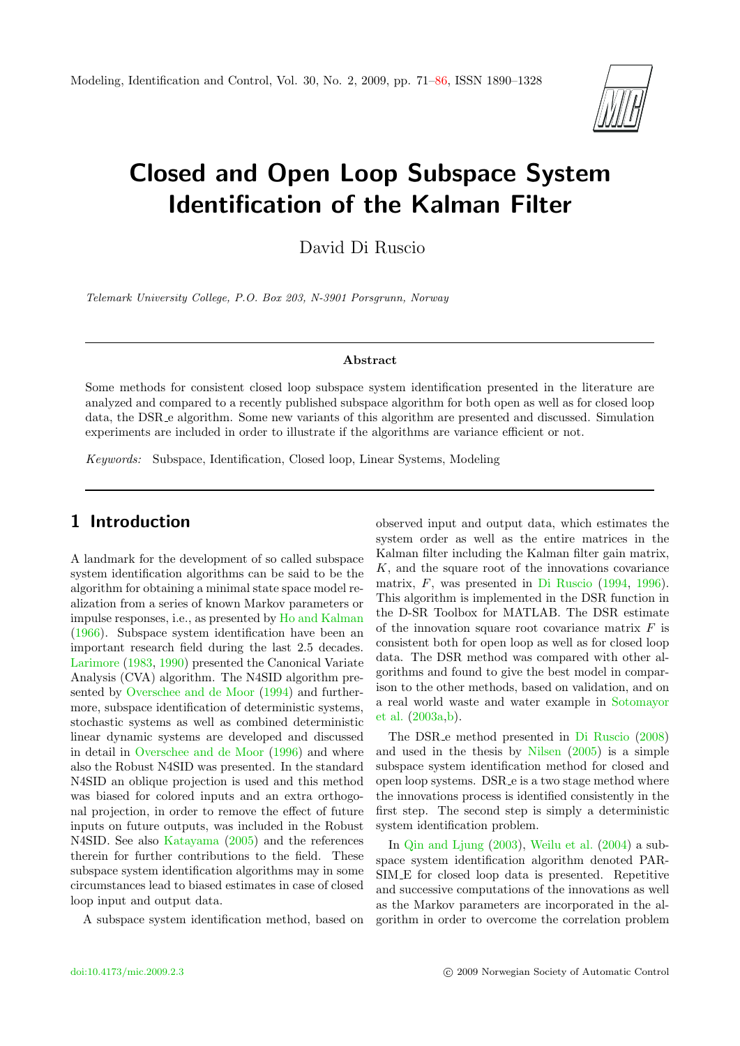# Closed and Open Loop Subspace System Identification of the Kalman Filter

David Di Ruscio

*Telemark University College, P.O. Box 203, N-3901 Porsgrunn, Norway*

---

**Abstract**

Some methods for consistent closed loop subspace system identification presented in the literature are analyzed and compared to a recently published subspace algorithm for both open as well as for closed loop data, the DSR_e algorithm. Some new variants of this algorithm are presented and discussed. Simulation experiments are included in order to illustrate if the algorithms are variance efficient or not.

*Keywords:* Subspace, Identification, Closed loop, Linear Systems, Modeling

---

## 1 Introduction

A landmark for the development of so called subspace system identification algorithms can be said to be the algorithm for obtaining a minimal state space model realization from a series of known Markov parameters or impulse responses, i.e., as presented by Ho and Kalman (1966). Subspace system identification have been an important research field during the last 2.5 decades. Larimore (1983, 1990) presented the Canonical Variate Analysis (CVA) algorithm. The N4SID algorithm presented by Overschee and de Moor (1994) and furthermore, subspace identification of deterministic systems, stochastic systems as well as combined deterministic linear dynamic systems are developed and discussed in detail in Overschee and de Moor (1996) and where also the Robust N4SID was presented. In the standard N4SID an oblique projection is used and this method was biased for colored inputs and an extra orthogonal projection, in order to remove the effect of future inputs on future outputs, was included in the Robust N4SID. See also Katayama (2005) and the references therein for further contributions to the field. These subspace system identification algorithms may in some circumstances lead to biased estimates in case of closed loop input and output data.

A subspace system identification method, based on observed input and output data, which estimates the system order as well as the entire matrices in the Kalman filter including the Kalman filter gain matrix, $K$, and the square root of the innovations covariance matrix, $F$, was presented in Di Ruscio (1994, 1996). This algorithm is implemented in the DSR function in the D-SR Toolbox for MATLAB. The DSR estimate of the innovation square root covariance matrix $F$ is consistent both for open loop as well as for closed loop data. The DSR method was compared with other algorithms and found to give the best model in comparison to the other methods, based on validation, and on a real world waste and water example in Sotomayor et al. (2003a,b).

The DSR_e method presented in Di Ruscio (2008) and used in the thesis by Nilsen (2005) is a simple subspace system identification method for closed and open loop systems. DSR_e is a two stage method where the innovations process is identified consistently in the first step. The second step is simply a deterministic system identification problem.

In Qin and Ljung (2003), Weilu et al. (2004) a subspace system identification algorithm denoted PARSIM_E for closed loop data is presented. Repetitive and successive computations of the innovations as well as the Markov parameters are incorporated in the algorithm in order to overcome the correlation problem

doi:10.4173/mic.2009.2.3 © 2009 Norwegian Society of Automatic Control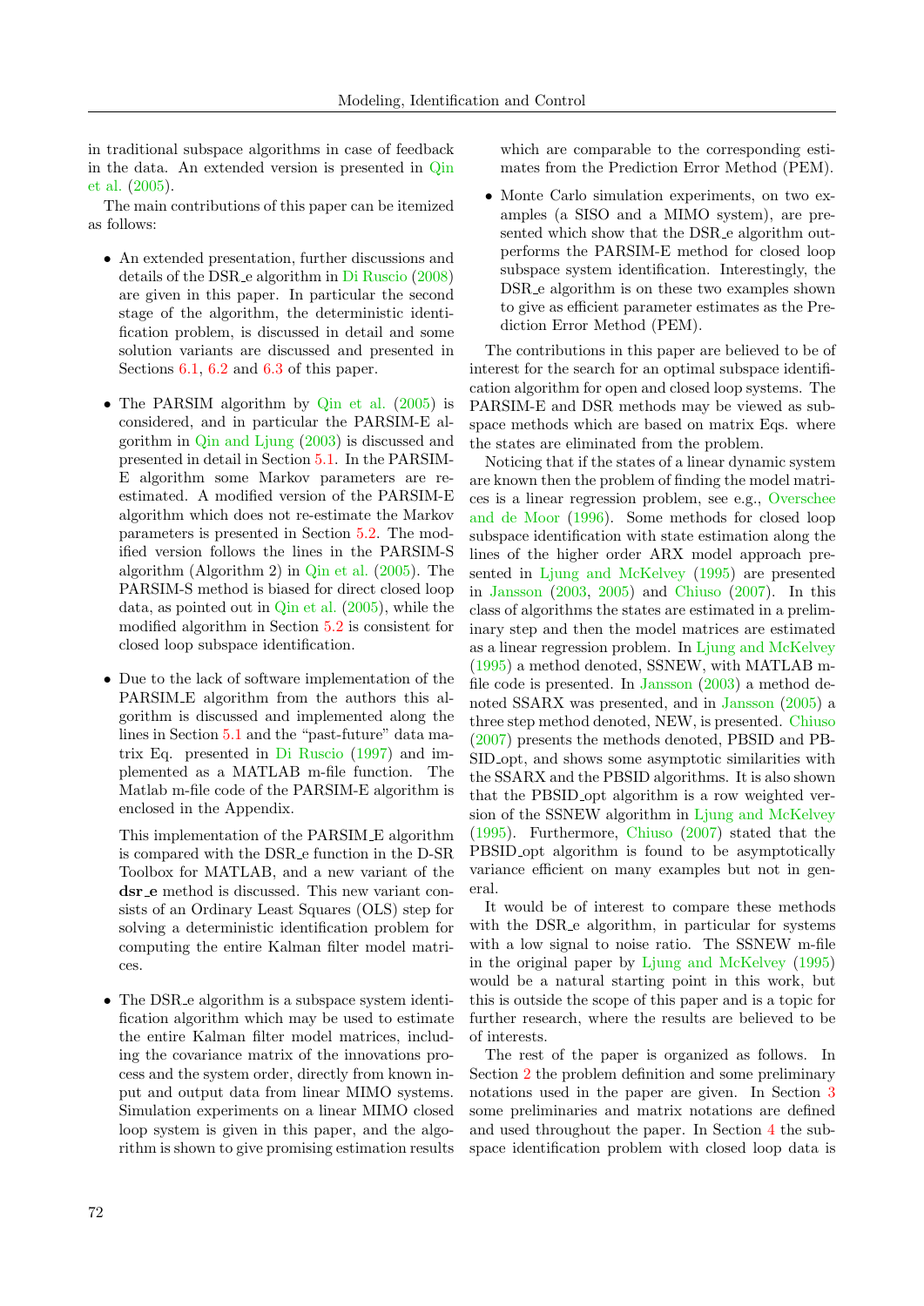in traditional subspace algorithms in case of feedback in the data. An extended version is presented in Qin et al. (2005).

The main contributions of this paper can be itemized as follows:

- An extended presentation, further discussions and details of the DSR_e algorithm in Di Ruscio (2008) are given in this paper. In particular the second stage of the algorithm, the deterministic identification problem, is discussed in detail and some solution variants are discussed and presented in Sections 6.1, 6.2 and 6.3 of this paper.

- The PARSIM algorithm by Qin et al. (2005) is considered, and in particular the PARSIM-E algorithm in Qin and Ljung (2003) is discussed and presented in detail in Section 5.1. In the PARSIM-E algorithm some Markov parameters are re-estimated. A modified version of the PARSIM-E algorithm which does not re-estimate the Markov parameters is presented in Section 5.2. The modified version follows the lines in the PARSIM-S algorithm (Algorithm 2) in Qin et al. (2005). The PARSIM-S method is biased for direct closed loop data, as pointed out in Qin et al. (2005), while the modified algorithm in Section 5.2 is consistent for closed loop subspace identification.

- Due to the lack of software implementation of the PARSIM_E algorithm from the authors this algorithm is discussed and implemented along the lines in Section 5.1 and the "past-future" data matrix Eq. presented in Di Ruscio (1997) and implemented as a MATLAB m-file function. The Matlab m-file code of the PARSIM-E algorithm is enclosed in the Appendix.

  This implementation of the PARSIM_E algorithm is compared with the DSR_e function in the D-SR Toolbox for MATLAB, and a new variant of the **dsr_e** method is discussed. This new variant consists of an Ordinary Least Squares (OLS) step for solving a deterministic identification problem for computing the entire Kalman filter model matrices.

- The DSR_e algorithm is a subspace system identification algorithm which may be used to estimate the entire Kalman filter model matrices, including the covariance matrix of the innovations process and the system order, directly from known input and output data from linear MIMO systems. Simulation experiments on a linear MIMO closed loop system is given in this paper, and the algorithm is shown to give promising estimation results which are comparable to the corresponding estimates from the Prediction Error Method (PEM).

- Monte Carlo simulation experiments, on two examples (a SISO and a MIMO system), are presented which show that the DSR_e algorithm outperforms the PARSIM-E method for closed loop subspace system identification. Interestingly, the DSR_e algorithm is on these two examples shown to give as efficient parameter estimates as the Prediction Error Method (PEM).

The contributions in this paper are believed to be of interest for the search for an optimal subspace identification algorithm for open and closed loop systems. The PARSIM-E and DSR methods may be viewed as subspace methods which are based on matrix Eqs. where the states are eliminated from the problem.

Noticing that if the states of a linear dynamic system are known then the problem of finding the model matrices is a linear regression problem, see e.g., Overschee and de Moor (1996). Some methods for closed loop subspace identification with state estimation along the lines of the higher order ARX model approach presented in Ljung and McKelvey (1995) are presented in Jansson (2003, 2005) and Chiuso (2007). In this class of algorithms the states are estimated in a preliminary step and then the model matrices are estimated as a linear regression problem. In Ljung and McKelvey (1995) a method denoted, SSNEW, with MATLAB m-file code is presented. In Jansson (2003) a method denoted SSARX was presented, and in Jansson (2005) a three step method denoted, NEW, is presented. Chiuso (2007) presents the methods denoted, PBSID and PBSID_opt, and shows some asymptotic similarities with the SSARX and the PBSID algorithms. It is also shown that the PBSID_opt algorithm is a row weighted version of the SSNEW algorithm in Ljung and McKelvey (1995). Furthermore, Chiuso (2007) stated that the PBSID_opt algorithm is found to be asymptotically variance efficient on many examples but not in general.

It would be of interest to compare these methods with the DSR_e algorithm, in particular for systems with a low signal to noise ratio. The SSNEW m-file in the original paper by Ljung and McKelvey (1995) would be a natural starting point in this work, but this is outside the scope of this paper and is a topic for further research, where the results are believed to be of interests.

The rest of the paper is organized as follows. In Section 2 the problem definition and some preliminary notations used in the paper are given. In Section 3 some preliminaries and matrix notations are defined and used throughout the paper. In Section 4 the subspace identification problem with closed loop data is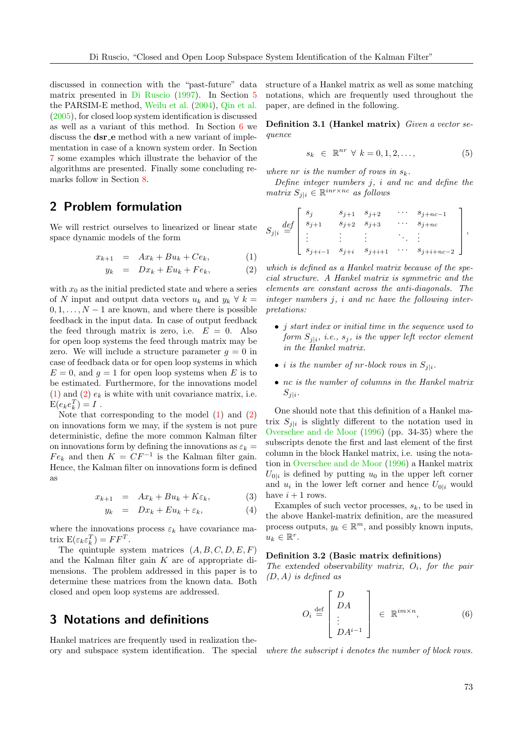discussed in connection with the "past-future" data matrix presented in Di Ruscio (1997). In Section 5 the PARSIM-E method, Weilu et al. (2004), Qin et al. (2005), for closed loop system identification is discussed as well as a variant of this method. In Section 6 we discuss the **dsr_e** method with a new variant of implementation in case of a known system order. In Section 7 some examples which illustrate the behavior of the algorithms are presented. Finally some concluding remarks follow in Section 8.

## 2 Problem formulation

We will restrict ourselves to linearized or linear state space dynamic models of the form

$$x_{k+1} = Ax_k + Bu_k + Ce_k, \tag{1}$$

$$y_k = Dx_k + Eu_k + Fe_k, \tag{2}$$

with $x_0$ as the initial predicted state and where a series of $N$ input and output data vectors $u_k$ and $y_k$ $\forall$ $k = 0, 1, \ldots, N-1$ are known, and where there is possible feedback in the input data. In case of output feedback the feed through matrix is zero, i.e. $E = 0$. Also for open loop systems the feed through matrix may be zero. We will include a structure parameter $g = 0$ in case of feedback data or for open loop systems in which $E = 0$, and $g = 1$ for open loop systems when $E$ is to be estimated. Furthermore, for the innovations model (1) and (2) $e_k$ is white with unit covariance matrix, i.e. $\mathrm{E}(e_k e_k^T) = I$.

Note that corresponding to the model (1) and (2) on innovations form we may, if the system is not pure deterministic, define the more common Kalman filter on innovations form by defining the innovations as $\varepsilon_k = Fe_k$ and then $K = CF^{-1}$ is the Kalman filter gain. Hence, the Kalman filter on innovations form is defined as

$$x_{k+1} = Ax_k + Bu_k + K\varepsilon_k, \tag{3}$$

$$y_k = Dx_k + Eu_k + \varepsilon_k, \tag{4}$$

where the innovations process $\varepsilon_k$ have covariance matrix $\mathrm{E}(\varepsilon_k \varepsilon_k^T) = FF^T$.

The quintuple system matrices $(A, B, C, D, E, F)$ and the Kalman filter gain $K$ are of appropriate dimensions. The problem addressed in this paper is to determine these matrices from the known data. Both closed and open loop systems are addressed.

## 3 Notations and definitions

Hankel matrices are frequently used in realization theory and subspace system identification. The special structure of a Hankel matrix as well as some matching notations, which are frequently used throughout the paper, are defined in the following.

**Definition 3.1 (Hankel matrix)** *Given a vector sequence*

$$s_k \in \mathbb{R}^{nr} \;\forall\; k = 0, 1, 2, \ldots, \tag{5}$$

*where $nr$ is the number of rows in $s_k$.*

*Define integer numbers $j$, $i$ and $nc$ and define the matrix $S_{j|i} \in \mathbb{R}^{inr \times nc}$ as follows*

$$S_{j|i} \overset{def}{=} \begin{bmatrix} s_j & s_{j+1} & s_{j+2} & \cdots & s_{j+nc-1} \\ s_{j+1} & s_{j+2} & s_{j+3} & \cdots & s_{j+nc} \\ \vdots & \vdots & \vdots & \ddots & \vdots \\ s_{j+i-1} & s_{j+i} & s_{j+i+1} & \cdots & s_{j+i+nc-2} \end{bmatrix},$$

*which is defined as a Hankel matrix because of the special structure. A Hankel matrix is symmetric and the elements are constant across the anti-diagonals. The integer numbers $j$, $i$ and $nc$ have the following interpretations:*

- *$j$ start index or initial time in the sequence used to form $S_{j|i}$, i.e., $s_j$, is the upper left vector element in the Hankel matrix.*
- *$i$ is the number of $nr$-block rows in $S_{j|i}$.*
- *$nc$ is the number of columns in the Hankel matrix $S_{j|i}$.*

One should note that this definition of a Hankel matrix $S_{j|i}$ is slightly different to the notation used in Overschee and de Moor (1996) (pp. 34-35) where the subscripts denote the first and last element of the first column in the block Hankel matrix, i.e. using the notation in Overschee and de Moor (1996) a Hankel matrix $U_{0|i}$ is defined by putting $u_0$ in the upper left corner and $u_i$ in the lower left corner and hence $U_{0|i}$ would have $i+1$ rows.

Examples of such vector processes, $s_k$, to be used in the above Hankel-matrix definition, are the measured process outputs, $y_k \in \mathbb{R}^m$, and possibly known inputs, $u_k \in \mathbb{R}^r$.

**Definition 3.2 (Basic matrix definitions)** *The extended observability matrix, $O_i$, for the pair $(D, A)$ is defined as*

$$O_i \overset{\text{def}}{=} \begin{bmatrix} D \\ DA \\ \vdots \\ DA^{i-1} \end{bmatrix} \in \mathbb{R}^{im \times n}, \tag{6}$$

*where the subscript $i$ denotes the number of block rows.*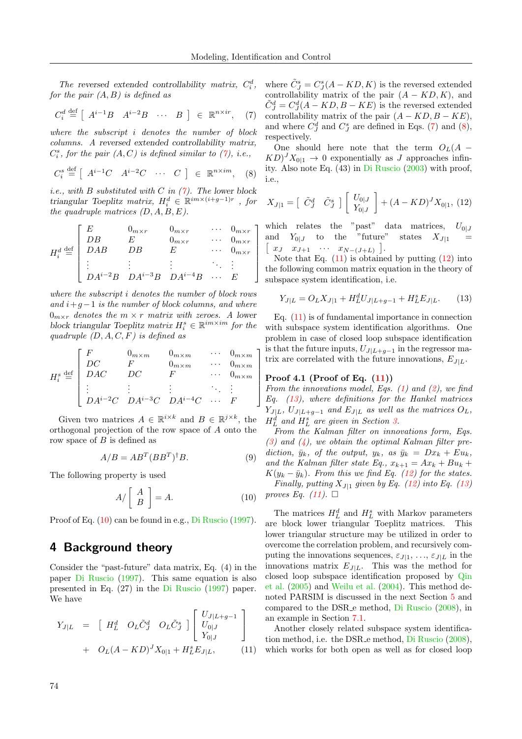*The reversed extended controllability matrix, $C_i^d$, for the pair $(A, B)$ is defined as*

$$C_i^d \overset{\text{def}}{=} \left[\begin{array}{cccc} A^{i-1}B & A^{i-2}B & \cdots & B \end{array}\right] \in \mathbb{R}^{n \times ir}, \quad (7)$$

*where the subscript $i$ denotes the number of block columns. A reversed extended controllability matrix, $C_i^s$, for the pair $(A, C)$ is defined similar to (7), i.e.,*

$$C_i^s \overset{\text{def}}{=} \left[\begin{array}{cccc} A^{i-1}C & A^{i-2}C & \cdots & C \end{array}\right] \in \mathbb{R}^{n \times im}, \quad (8)$$

*i.e., with $B$ substituted with $C$ in (7). The lower block triangular Toeplitz matrix, $H_i^d \in \mathbb{R}^{im \times (i+g-1)r}$ , for the quadruple matrices $(D, A, B, E)$.*

$$H_i^d \overset{\text{def}}{=} \left[\begin{array}{ccccc} E & 0_{m\times r} & 0_{m\times r} & \cdots & 0_{m\times r} \\ DB & E & 0_{m\times r} & \cdots & 0_{m\times r} \\ DAB & DB & E & \cdots & 0_{m\times r} \\ \vdots & \vdots & \vdots & \ddots & \vdots \\ DA^{i-2}B & DA^{i-3}B & DA^{i-4}B & \cdots & E \end{array}\right]$$

*where the subscript $i$ denotes the number of block rows and $i+g-1$ is the number of block columns, and where $0_{m\times r}$ denotes the $m \times r$ matrix with zeroes. A lower block triangular Toeplitz matrix $H_i^s \in \mathbb{R}^{im \times im}$ for the quadruple $(D, A, C, F)$ is defined as*

$$H_i^s \overset{\text{def}}{=} \left[\begin{array}{ccccc} F & 0_{m\times m} & 0_{m\times m} & \cdots & 0_{m\times m} \\ DC & F & 0_{m\times m} & \cdots & 0_{m\times m} \\ DAC & DC & F & \cdots & 0_{m\times m} \\ \vdots & \vdots & \vdots & \ddots & \vdots \\ DA^{i-2}C & DA^{i-3}C & DA^{i-4}C & \cdots & F \end{array}\right]$$

Given two matrices $A \in \mathbb{R}^{i\times k}$ and $B \in \mathbb{R}^{j\times k}$, the orthogonal projection of the row space of $A$ onto the row space of $B$ is defined as

$$A/B = AB^T(BB^T)^{\dagger}B. \quad (9)$$

The following property is used

$$A/\left[\begin{array}{c} A \\ B \end{array}\right] = A. \quad (10)$$

Proof of Eq. (10) can be found in e.g., Di Ruscio (1997).

## 4 Background theory

Consider the "past-future" data matrix, Eq. (4) in the paper Di Ruscio (1997). This same equation is also presented in Eq. (27) in the Di Ruscio (1997) paper. We have

$$\begin{aligned} Y_{J|L} &= \left[\begin{array}{ccc} H_L^d & O_L\tilde{C}_J^d & O_L\tilde{C}_J^s \end{array}\right] \left[\begin{array}{c} U_{J|L+g-1} \\ U_{0|J} \\ Y_{0|J} \end{array}\right] \\ &+ O_L(A-KD)^J X_{0|1} + H_L^s E_{J|L}, \end{aligned} \quad (11)$$

where $\tilde{C}_J^s = C_J^s(A-KD, K)$ is the reversed extended controllability matrix of the pair $(A-KD, K)$, and $\tilde{C}_J^d = C_J^d(A-KD, B-KE)$ is the reversed extended controllability matrix of the pair $(A-KD, B-KE)$, and where $C_J^d$ and $C_J^s$ are defined in Eqs. (7) and (8), respectively.

One should here note that the term $O_L(A-KD)^J X_{0|1} \to 0$ exponentially as $J$ approaches infinity. Also note Eq. (43) in Di Ruscio (2003) with proof, i.e.,

$$X_{J|1} = \left[\begin{array}{cc} \tilde{C}_J^d & \tilde{C}_J^s \end{array}\right] \left[\begin{array}{c} U_{0|J} \\ Y_{0|J} \end{array}\right] + (A-KD)^J X_{0|1}, \quad (12)$$

which relates the "past" data matrices, $U_{0|J}$ and $Y_{0|J}$ to the "future" states $X_{J|1} = \left[\begin{array}{cccc} x_J & x_{J+1} & \cdots & x_{N-(J+L)} \end{array}\right]$.

Note that Eq. (11) is obtained by putting (12) into the following common matrix equation in the theory of subspace system identification, i.e.

$$Y_{J|L} = O_L X_{J|1} + H_L^d U_{J|L+g-1} + H_L^s E_{J|L}. \quad (13)$$

Eq. (11) is of fundamental importance in connection with subspace system identification algorithms. One problem in case of closed loop subspace identification is that the future inputs, $U_{J|L+g-1}$ in the regressor matrix are correlated with the future innovations, $E_{J|L}$.

**Proof 4.1 (Proof of Eq. (11))** *From the innovations model, Eqs. (1) and (2), we find Eq. (13), where definitions for the Hankel matrices $Y_{J|L}$, $U_{J|L+g-1}$ and $E_{J|L}$ as well as the matrices $O_L$, $H_L^d$ and $H_L^s$ are given in Section 3.*

*From the Kalman filter on innovations form, Eqs. (3) and (4), we obtain the optimal Kalman filter prediction, $\bar{y}_k$, of the output, $y_k$, as $\bar{y}_k = Dx_k + Eu_k$, and the Kalman filter state Eq., $x_{k+1} = Ax_k + Bu_k + K(y_k - \bar{y}_k)$. From this we find Eq. (12) for the states.*

*Finally, putting $X_{J|1}$ given by Eq. (12) into Eq. (13) proves Eq. (11).* □

The matrices $H_L^d$ and $H_L^s$ with Markov parameters are block lower triangular Toeplitz matrices. This lower triangular structure may be utilized in order to overcome the correlation problem, and recursively computing the innovations sequences, $\varepsilon_{J|1}, \ldots, \varepsilon_{J|L}$ in the innovations matrix $E_{J|L}$. This was the method for closed loop subspace identification proposed by Qin et al. (2005) and Weilu et al. (2004). This method denoted PARSIM is discussed in the next Section 5 and compared to the DSR_e method, Di Ruscio (2008), in an example in Section 7.1.

Another closely related subspace system identification method, i.e. the DSR_e method, Di Ruscio (2008), which works for both open as well as for closed loop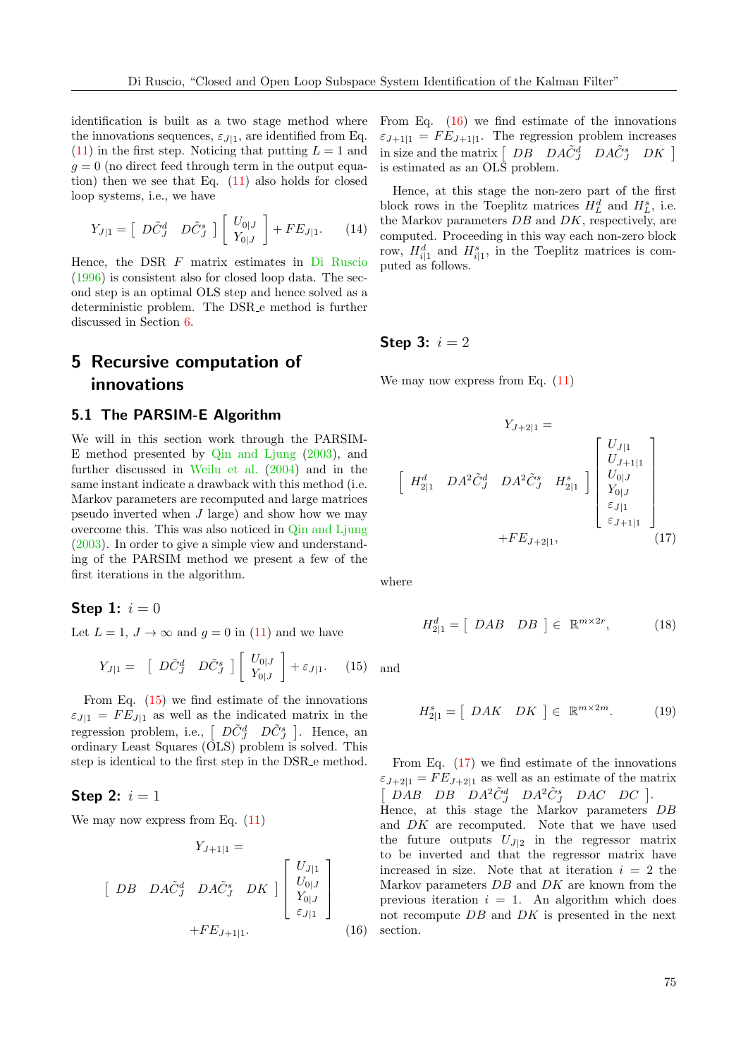identification is built as a two stage method where the innovations sequences, $\varepsilon_{J|1}$, are identified from Eq. (11) in the first step. Noticing that putting $L=1$ and $g=0$ (no direct feed through term in the output equation) then we see that Eq. (11) also holds for closed loop systems, i.e., we have

$$Y_{J|1} = \begin{bmatrix} D\tilde{C}_J^d & D\tilde{C}_J^s \end{bmatrix} \begin{bmatrix} U_{0|J} \\ Y_{0|J} \end{bmatrix} + FE_{J|1}. \quad (14)$$

Hence, the DSR $F$ matrix estimates in Di Ruscio (1996) is consistent also for closed loop data. The second step is an optimal OLS step and hence solved as a deterministic problem. The DSR_e method is further discussed in Section 6.

## 5 Recursive computation of innovations

### 5.1 The PARSIM-E Algorithm

We will in this section work through the PARSIM-E method presented by Qin and Ljung (2003), and further discussed in Weilu et al. (2004) and in the same instant indicate a drawback with this method (i.e. Markov parameters are recomputed and large matrices pseudo inverted when $J$ large) and show how we may overcome this. This was also noticed in Qin and Ljung (2003). In order to give a simple view and understanding of the PARSIM method we present a few of the first iterations in the algorithm.

**Step 1:** $i=0$

Let $L=1$, $J\to\infty$ and $g=0$ in (11) and we have

$$Y_{J|1} = \begin{bmatrix} D\tilde{C}_J^d & D\tilde{C}_J^s \end{bmatrix} \begin{bmatrix} U_{0|J} \\ Y_{0|J} \end{bmatrix} + \varepsilon_{J|1}. \quad (15)$$

From Eq. (15) we find estimate of the innovations $\varepsilon_{J|1} = FE_{J|1}$ as well as the indicated matrix in the regression problem, i.e., $\begin{bmatrix} D\tilde{C}_J^d & D\tilde{C}_J^s \end{bmatrix}$. Hence, an ordinary Least Squares (OLS) problem is solved. This step is identical to the first step in the DSR_e method.

**Step 2:** $i=1$

We may now express from Eq. (11)

$$Y_{J+1|1} = \begin{bmatrix} DB & DA\tilde{C}_J^d & DA\tilde{C}_J^s & DK \end{bmatrix} \begin{bmatrix} U_{J|1} \\ U_{0|J} \\ Y_{0|J} \\ \varepsilon_{J|1} \end{bmatrix} + FE_{J+1|1}. \quad (16)$$

From Eq. (16) we find estimate of the innovations $\varepsilon_{J+1|1} = FE_{J+1|1}$. The regression problem increases in size and the matrix $\begin{bmatrix} DB & DA\tilde{C}_J^d & DA\tilde{C}_J^s & DK \end{bmatrix}$ is estimated as an OLS problem.

Hence, at this stage the non-zero part of the first block rows in the Toeplitz matrices $H_L^d$ and $H_L^s$, i.e. the Markov parameters $DB$ and $DK$, respectively, are computed. Proceeding in this way each non-zero block row, $H_{i|1}^d$ and $H_{i|1}^s$, in the Toeplitz matrices is computed as follows.

**Step 3:** $i=2$

We may now express from Eq. (11)

$$Y_{J+2|1} = \begin{bmatrix} H_{2|1}^d & DA^2\tilde{C}_J^d & DA^2\tilde{C}_J^s & H_{2|1}^s \end{bmatrix} \begin{bmatrix} U_{J|1} \\ U_{J+1|1} \\ U_{0|J} \\ Y_{0|J} \\ \varepsilon_{J|1} \\ \varepsilon_{J+1|1} \end{bmatrix} + FE_{J+2|1}, \quad (17)$$

where

$$H_{2|1}^d = \begin{bmatrix} DAB & DB \end{bmatrix} \in \mathbb{R}^{m\times 2r}, \quad (18)$$

and

$$H_{2|1}^s = \begin{bmatrix} DAK & DK \end{bmatrix} \in \mathbb{R}^{m\times 2m}. \quad (19)$$

From Eq. (17) we find estimate of the innovations $\varepsilon_{J+2|1} = FE_{J+2|1}$ as well as an estimate of the matrix $\begin{bmatrix} DAB & DB & DA^2\tilde{C}_J^d & DA^2\tilde{C}_J^s & DAC & DC \end{bmatrix}$. Hence, at this stage the Markov parameters $DB$ and $DK$ are recomputed. Note that we have used the future outputs $U_{J|2}$ in the regressor matrix to be inverted and that the regressor matrix have increased in size. Note that at iteration $i=2$ the Markov parameters $DB$ and $DK$ are known from the previous iteration $i=1$. An algorithm which does not recompute $DB$ and $DK$ is presented in the next section.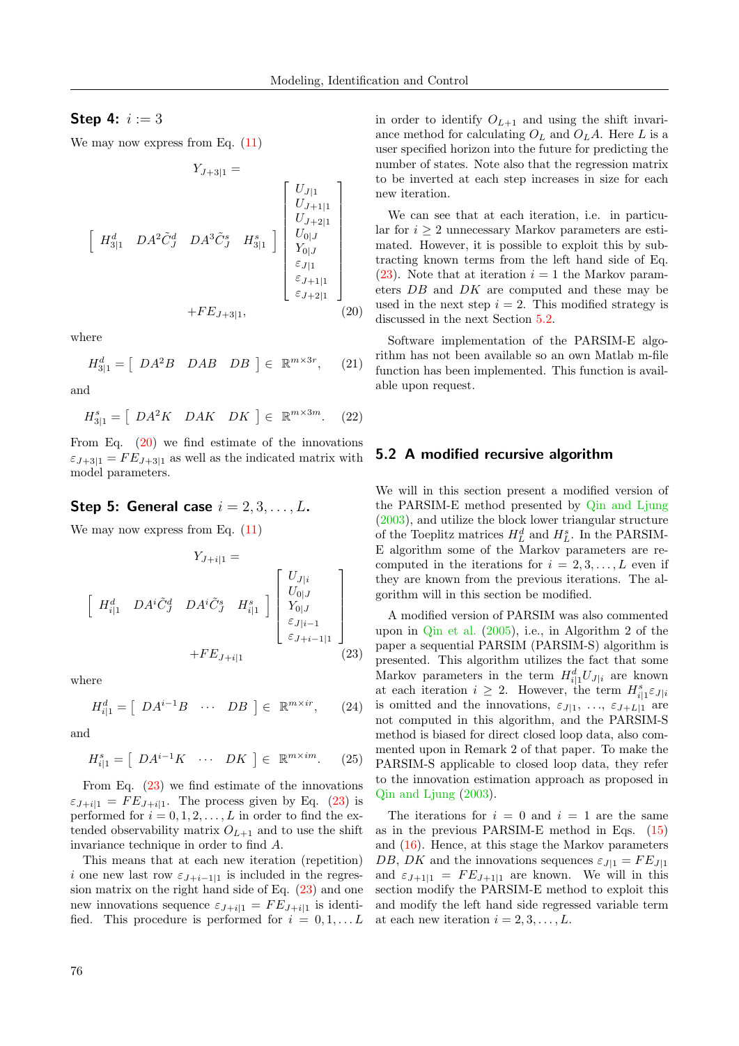### Step 4: $i := 3$

We may now express from Eq. (11)

$$
Y_{J+3|1} = \begin{bmatrix} H^d_{3|1} & DA^2\tilde{C}^d_J & DA^3\tilde{C}^s_J & H^s_{3|1} \end{bmatrix} \begin{bmatrix} U_{J|1} \\ U_{J+1|1} \\ U_{J+2|1} \\ U_{0|J} \\ Y_{0|J} \\ \varepsilon_{J|1} \\ \varepsilon_{J+1|1} \\ \varepsilon_{J+2|1} \end{bmatrix} + FE_{J+3|1}, \tag{20}
$$

where

$$
H^d_{3|1} = \begin{bmatrix} DA^2B & DAB & DB \end{bmatrix} \in \mathbb{R}^{m\times 3r}, \tag{21}
$$

and

$$
H^s_{3|1} = \begin{bmatrix} DA^2K & DAK & DK \end{bmatrix} \in \mathbb{R}^{m\times 3m}. \tag{22}
$$

From Eq. (20) we find estimate of the innovations $\varepsilon_{J+3|1} = FE_{J+3|1}$ as well as the indicated matrix with model parameters.

### Step 5: General case $i = 2, 3, \ldots, L$.

We may now express from Eq. (11)

$$
Y_{J+i|1} = \begin{bmatrix} H^d_{i|1} & DA^i\tilde{C}^d_J & DA^i\tilde{C}^s_J & H^s_{i|1} \end{bmatrix} \begin{bmatrix} U_{J|i} \\ U_{0|J} \\ Y_{0|J} \\ \varepsilon_{J|i-1} \\ \varepsilon_{J+i-1|1} \end{bmatrix} + FE_{J+i|1} \tag{23}
$$

where

$$
H^d_{i|1} = \begin{bmatrix} DA^{i-1}B & \cdots & DB \end{bmatrix} \in \mathbb{R}^{m\times ir}, \tag{24}
$$

and

$$
H^s_{i|1} = \begin{bmatrix} DA^{i-1}K & \cdots & DK \end{bmatrix} \in \mathbb{R}^{m\times im}. \tag{25}
$$

From Eq. (23) we find estimate of the innovations $\varepsilon_{J+i|1} = FE_{J+i|1}$. The process given by Eq. (23) is performed for $i = 0, 1, 2, \ldots, L$ in order to find the extended observability matrix $O_{L+1}$ and to use the shift invariance technique in order to find $A$.

This means that at each new iteration (repetition) $i$ one new last row $\varepsilon_{J+i-1|1}$ is included in the regression matrix on the right hand side of Eq. (23) and one new innovations sequence $\varepsilon_{J+i|1} = FE_{J+i|1}$ is identified. This procedure is performed for $i = 0, 1, \ldots L$ in order to identify $O_{L+1}$ and using the shift invariance method for calculating $O_L$ and $O_LA$. Here $L$ is a user specified horizon into the future for predicting the number of states. Note also that the regression matrix to be inverted at each step increases in size for each new iteration.

We can see that at each iteration, i.e. in particular for $i \geq 2$ unnecessary Markov parameters are estimated. However, it is possible to exploit this by subtracting known terms from the left hand side of Eq. (23). Note that at iteration $i = 1$ the Markov parameters $DB$ and $DK$ are computed and these may be used in the next step $i = 2$. This modified strategy is discussed in the next Section 5.2.

Software implementation of the PARSIM-E algorithm has not been available so an own Matlab m-file function has been implemented. This function is available upon request.

## 5.2 A modified recursive algorithm

We will in this section present a modified version of the PARSIM-E method presented by Qin and Ljung (2003), and utilize the block lower triangular structure of the Toeplitz matrices $H^d_L$ and $H^s_L$. In the PARSIM-E algorithm some of the Markov parameters are recomputed in the iterations for $i = 2, 3, \ldots, L$ even if they are known from the previous iterations. The algorithm will in this section be modified.

A modified version of PARSIM was also commented upon in Qin et al. (2005), i.e., in Algorithm 2 of the paper a sequential PARSIM (PARSIM-S) algorithm is presented. This algorithm utilizes the fact that some Markov parameters in the term $H^d_{i|1}U_{J|i}$ are known at each iteration $i \geq 2$. However, the term $H^s_{i|1}\varepsilon_{J|i}$ is omitted and the innovations, $\varepsilon_{J|1}, \ldots, \varepsilon_{J+L|1}$ are not computed in this algorithm, and the PARSIM-S method is biased for direct closed loop data, also commented upon in Remark 2 of that paper. To make the PARSIM-S applicable to closed loop data, they refer to the innovation estimation approach as proposed in Qin and Ljung (2003).

The iterations for $i = 0$ and $i = 1$ are the same as in the previous PARSIM-E method in Eqs. (15) and (16). Hence, at this stage the Markov parameters $DB$, $DK$ and the innovations sequences $\varepsilon_{J|1} = FE_{J|1}$ and $\varepsilon_{J+1|1} = FE_{J+1|1}$ are known. We will in this section modify the PARSIM-E method to exploit this and modify the left hand side regressed variable term at each new iteration $i = 2, 3, \ldots, L$.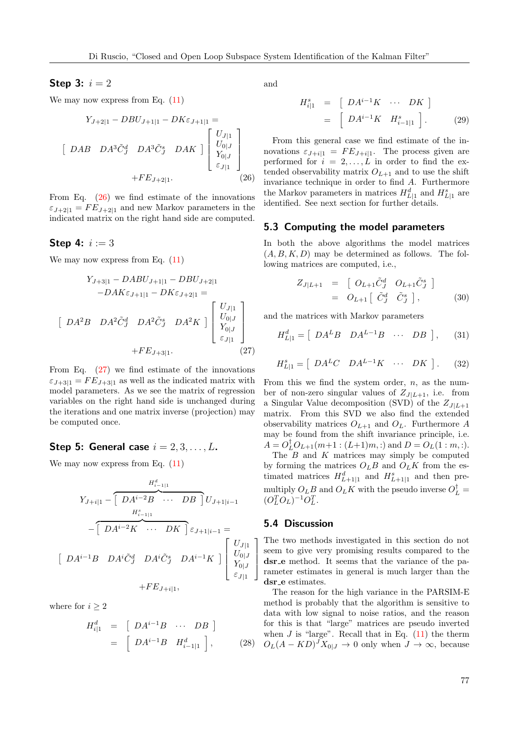**Step 3:** $i = 2$

We may now express from Eq. (11)

$$
\begin{aligned}
& Y_{J+2|1} - DBU_{J+1|1} - DK\varepsilon_{J+1|1} = \\
& \begin{bmatrix} DAB & DA^3\tilde{C}_J^d & DA^3\tilde{C}_J^s & DAK \end{bmatrix} \begin{bmatrix} U_{J|1} \\ U_{0|J} \\ Y_{0|J} \\ \varepsilon_{J|1} \end{bmatrix} \\
& + FE_{J+2|1}.
\end{aligned} \tag{26}
$$

From Eq. (26) we find estimate of the innovations $\varepsilon_{J+2|1} = FE_{J+2|1}$ and new Markov parameters in the indicated matrix on the right hand side are computed.

**Step 4:** $i := 3$

We may now express from Eq. (11)

$$
\begin{aligned}
& Y_{J+3|1} - DABU_{J+1|1} - DBU_{J+2|1} \\
& -DAK\varepsilon_{J+1|1} - DK\varepsilon_{J+2|1} = \\
& \begin{bmatrix} DA^2B & DA^2\tilde{C}_J^d & DA^2\tilde{C}_J^s & DA^2K \end{bmatrix} \begin{bmatrix} U_{J|1} \\ U_{0|J} \\ Y_{0|J} \\ \varepsilon_{J|1} \end{bmatrix} \\
& + FE_{J+3|1}.
\end{aligned} \tag{27}
$$

From Eq. (27) we find estimate of the innovations $\varepsilon_{J+3|1} = FE_{J+3|1}$ as well as the indicated matrix with model parameters. As we see the matrix of regression variables on the right hand side is unchanged during the iterations and one matrix inverse (projection) may be computed once.

**Step 5: General case** $i = 2, 3, \ldots, L$.

We may now express from Eq. (11)

$$
\begin{aligned}
& Y_{J+i|1} - \overbrace{\begin{bmatrix} DA^{i-2}B & \cdots & DB \end{bmatrix}}^{H_{i-1|1}^d} U_{J+1|i-1} \\
& - \overbrace{\begin{bmatrix} DA^{i-2}K & \cdots & DK \end{bmatrix}}^{H_{i-1|1}^s} \varepsilon_{J+1|i-1} = \\
& \begin{bmatrix} DA^{i-1}B & DA^i\tilde{C}_J^d & DA^i\tilde{C}_J^s & DA^{i-1}K \end{bmatrix} \begin{bmatrix} U_{J|1} \\ U_{0|J} \\ Y_{0|J} \\ \varepsilon_{J|1} \end{bmatrix} \\
& + FE_{J+i|1},
\end{aligned}
$$

where for $i \geq 2$

$$
\begin{aligned}
H_{i|1}^d &= \begin{bmatrix} DA^{i-1}B & \cdots & DB \end{bmatrix} \\
&= \begin{bmatrix} DA^{i-1}B & H_{i-1|1}^d \end{bmatrix},
\end{aligned} \tag{28}
$$

and

$$
\begin{aligned}
H_{i|1}^s &= \begin{bmatrix} DA^{i-1}K & \cdots & DK \end{bmatrix} \\
&= \begin{bmatrix} DA^{i-1}K & H_{i-1|1}^s \end{bmatrix}.
\end{aligned} \tag{29}
$$

From this general case we find estimate of the innovations $\varepsilon_{J+i|1} = FE_{J+i|1}$. The process given are performed for $i = 2, \ldots, L$ in order to find the extended observability matrix $O_{L+1}$ and to use the shift invariance technique in order to find $A$. Furthermore the Markov parameters in matrices $H_{L|1}^d$ and $H_{L|1}^s$ are identified. See next section for further details.

## 5.3 Computing the model parameters

In both the above algorithms the model matrices $(A, B, K, D)$ may be determined as follows. The following matrices are computed, i.e.,

$$
\begin{aligned}
Z_{J|L+1} &= \begin{bmatrix} O_{L+1}\tilde{C}_J^d & O_{L+1}\tilde{C}_J^s \end{bmatrix} \\
&= O_{L+1} \begin{bmatrix} \tilde{C}_J^d & \tilde{C}_J^s \end{bmatrix},
\end{aligned} \tag{30}
$$

and the matrices with Markov parameters

$$
H_{L|1}^d = \begin{bmatrix} DA^L B & DA^{L-1}B & \cdots & DB \end{bmatrix}, \tag{31}
$$

$$
H_{L|1}^s = \begin{bmatrix} DA^L C & DA^{L-1}K & \cdots & DK \end{bmatrix}. \tag{32}
$$

From this we find the system order, $n$, as the number of non-zero singular values of $Z_{J|L+1}$, i.e. from a Singular Value decomposition (SVD) of the $Z_{J|L+1}$ matrix. From this SVD we also find the extended observability matrices $O_{L+1}$ and $O_L$. Furthermore $A$ may be found from the shift invariance principle, i.e. $A = O_L^\dagger O_{L+1}(m+1 : (L+1)m, :)$ and $D = O_L(1 : m, :)$.

The $B$ and $K$ matrices may simply be computed by forming the matrices $O_L B$ and $O_L K$ from the estimated matrices $H_{L+1|1}^d$ and $H_{L+1|1}^s$ and then premultiply $O_L B$ and $O_L K$ with the pseudo inverse $O_L^\dagger = (O_L^T O_L)^{-1} O_L^T$.

## 5.4 Discussion

The two methods investigated in this section do not seem to give very promising results compared to the **dsr_e** method. It seems that the variance of the parameter estimates in general is much larger than the **dsr_e** estimates.

The reason for the high variance in the PARSIM-E method is probably that the algorithm is sensitive to data with low signal to noise ratios, and the reason for this is that "large" matrices are pseudo inverted when $J$ is "large". Recall that in Eq. (11) the therm $O_L(A - KD)^J X_{0|J} \to 0$ only when $J \to \infty$, because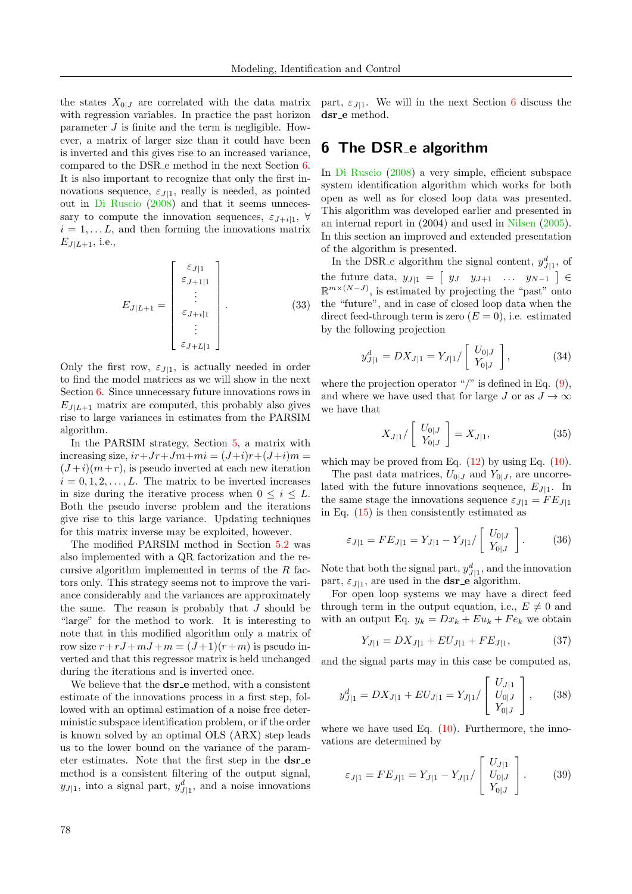the states $X_{0|J}$ are correlated with the data matrix with regression variables. In practice the past horizon parameter $J$ is finite and the term is negligible. However, a matrix of larger size than it could have been is inverted and this gives rise to an increased variance, compared to the DSR_e method in the next Section 6. It is also important to recognize that only the first innovations sequence, $\varepsilon_{J|1}$, really is needed, as pointed out in Di Ruscio (2008) and that it seems unnecessary to compute the innovation sequences, $\varepsilon_{J+i|1}$, $\forall$ $i = 1, \ldots L$, and then forming the innovations matrix $E_{J|L+1}$, i.e.,

$$
E_{J|L+1} = \begin{bmatrix} \varepsilon_{J|1} \\ \varepsilon_{J+1|1} \\ \vdots \\ \varepsilon_{J+i|1} \\ \vdots \\ \varepsilon_{J+L|1} \end{bmatrix}. \tag{33}
$$

Only the first row, $\varepsilon_{J|1}$, is actually needed in order to find the model matrices as we will show in the next Section 6. Since unnecessary future innovations rows in $E_{J|L+1}$ matrix are computed, this probably also gives rise to large variances in estimates from the PARSIM algorithm.

In the PARSIM strategy, Section 5, a matrix with increasing size, $ir+Jr+Jm+mi = (J+i)r+(J+i)m = (J+i)(m+r)$, is pseudo inverted at each new iteration $i = 0, 1, 2, \ldots, L$. The matrix to be inverted increases in size during the iterative process when $0 \leq i \leq L$. Both the pseudo inverse problem and the iterations give rise to this large variance. Updating techniques for this matrix inverse may be exploited, however.

The modified PARSIM method in Section 5.2 was also implemented with a QR factorization and the recursive algorithm implemented in terms of the $R$ factors only. This strategy seems not to improve the variance considerably and the variances are approximately the same. The reason is probably that $J$ should be "large" for the method to work. It is interesting to note that in this modified algorithm only a matrix of row size $r+rJ+mJ+m = (J+1)(r+m)$ is pseudo inverted and that this regressor matrix is held unchanged during the iterations and is inverted once.

We believe that the **dsr_e** method, with a consistent estimate of the innovations process in a first step, followed with an optimal estimation of a noise free deterministic subspace identification problem, or if the order is known solved by an optimal OLS (ARX) step leads us to the lower bound on the variance of the parameter estimates. Note that the first step in the **dsr_e** method is a consistent filtering of the output signal, $y_{J|1}$, into a signal part, $y^d_{J|1}$, and a noise innovations part, $\varepsilon_{J|1}$. We will in the next Section 6 discuss the **dsr_e** method.

## 6 The DSR_e algorithm

In Di Ruscio (2008) a very simple, efficient subspace system identification algorithm which works for both open as well as for closed loop data was presented. This algorithm was developed earlier and presented in an internal report in (2004) and used in Nilsen (2005). In this section an improved and extended presentation of the algorithm is presented.

In the DSR_e algorithm the signal content, $y^d_{J|1}$, of the future data, $y_{J|1} = \begin{bmatrix} y_J & y_{J+1} & \ldots & y_{N-1} \end{bmatrix} \in \mathbb{R}^{m\times(N-J)}$, is estimated by projecting the "past" onto the "future", and in case of closed loop data when the direct feed-through term is zero ($E = 0$), i.e. estimated by the following projection

$$
y^d_{J|1} = DX_{J|1} = Y_{J|1} / \begin{bmatrix} U_{0|J} \\ Y_{0|J} \end{bmatrix}, \tag{34}
$$

where the projection operator "/" is defined in Eq. (9), and where we have used that for large $J$ or as $J \to \infty$ we have that

$$
X_{J|1} / \begin{bmatrix} U_{0|J} \\ Y_{0|J} \end{bmatrix} = X_{J|1}, \tag{35}
$$

which may be proved from Eq. (12) by using Eq. (10).

The past data matrices, $U_{0|J}$ and $Y_{0|J}$, are uncorrelated with the future innovations sequence, $E_{J|1}$. In the same stage the innovations sequence $\varepsilon_{J|1} = FE_{J|1}$ in Eq. (15) is then consistently estimated as

$$
\varepsilon_{J|1} = FE_{J|1} = Y_{J|1} - Y_{J|1} / \begin{bmatrix} U_{0|J} \\ Y_{0|J} \end{bmatrix}. \tag{36}
$$

Note that both the signal part, $y^d_{J|1}$, and the innovation part, $\varepsilon_{J|1}$, are used in the **dsr_e** algorithm.

For open loop systems we may have a direct feed through term in the output equation, i.e., $E \neq 0$ and with an output Eq. $y_k = Dx_k + Eu_k + Fe_k$ we obtain

$$
Y_{J|1} = DX_{J|1} + EU_{J|1} + FE_{J|1}, \tag{37}
$$

and the signal parts may in this case be computed as,

$$
y^d_{J|1} = DX_{J|1} + EU_{J|1} = Y_{J|1} / \begin{bmatrix} U_{J|1} \\ U_{0|J} \\ Y_{0|J} \end{bmatrix}, \tag{38}
$$

where we have used Eq. (10). Furthermore, the innovations are determined by

$$
\varepsilon_{J|1} = FE_{J|1} = Y_{J|1} - Y_{J|1} / \begin{bmatrix} U_{J|1} \\ U_{0|J} \\ Y_{0|J} \end{bmatrix}. \tag{39}
$$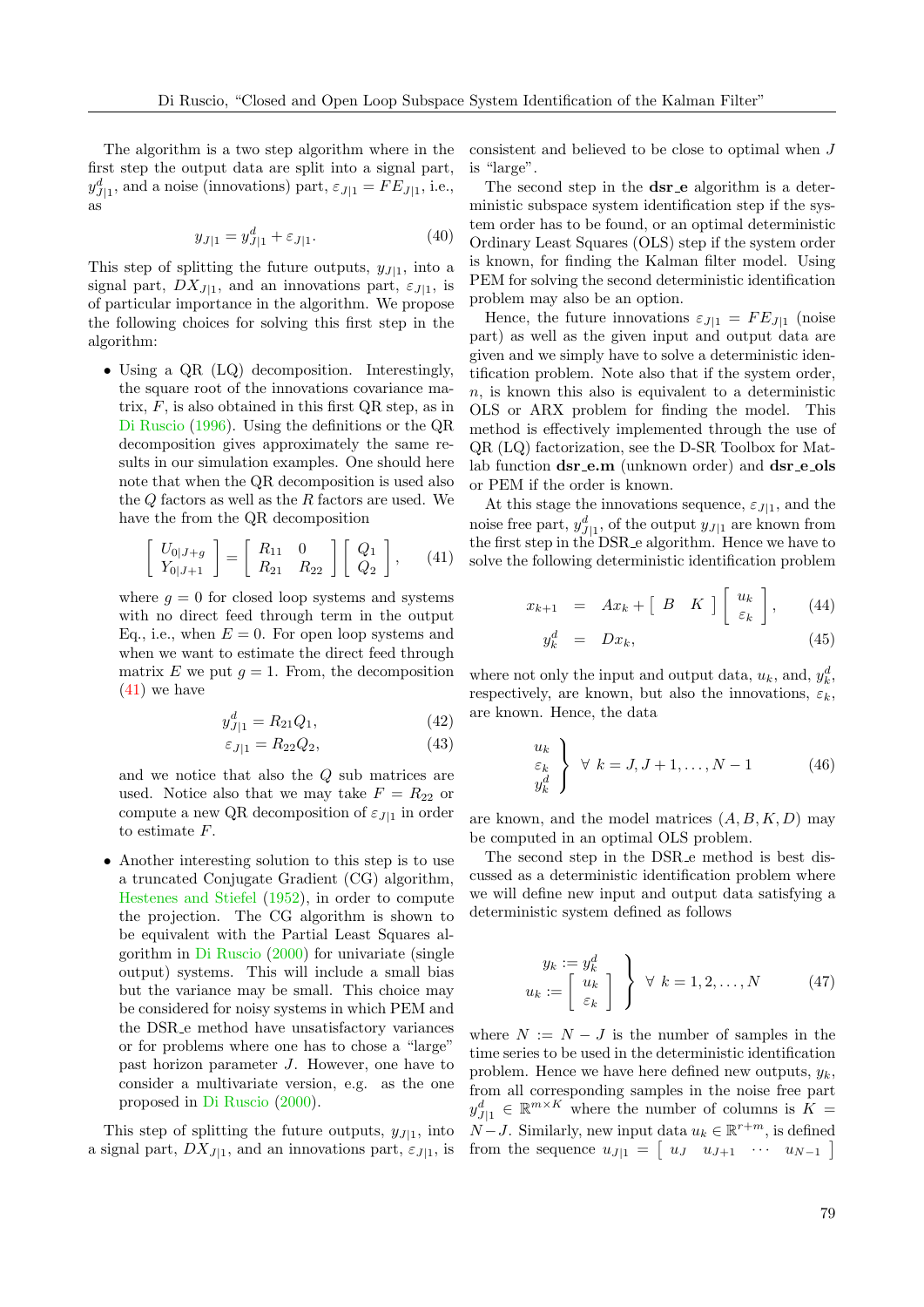The algorithm is a two step algorithm where in the first step the output data are split into a signal part, $y^d_{J|1}$, and a noise (innovations) part, $\varepsilon_{J|1} = FE_{J|1}$, i.e., as

$$y_{J|1} = y^d_{J|1} + \varepsilon_{J|1}. \tag{40}$$

This step of splitting the future outputs, $y_{J|1}$, into a signal part, $DX_{J|1}$, and an innovations part, $\varepsilon_{J|1}$, is of particular importance in the algorithm. We propose the following choices for solving this first step in the algorithm:

- Using a QR (LQ) decomposition. Interestingly, the square root of the innovations covariance matrix, $F$, is also obtained in this first QR step, as in Di Ruscio (1996). Using the definitions or the QR decomposition gives approximately the same results in our simulation examples. One should here note that when the QR decomposition is used also the $Q$ factors as well as the $R$ factors are used. We have the from the QR decomposition

$$\begin{bmatrix} U_{0|J+g} \\ Y_{0|J+1} \end{bmatrix} = \begin{bmatrix} R_{11} & 0 \\ R_{21} & R_{22} \end{bmatrix} \begin{bmatrix} Q_1 \\ Q_2 \end{bmatrix}, \tag{41}$$

  where $g = 0$ for closed loop systems and systems with no direct feed through term in the output Eq., i.e., when $E = 0$. For open loop systems and when we want to estimate the direct feed through matrix $E$ we put $g = 1$. From, the decomposition (41) we have

$$y^d_{J|1} = R_{21}Q_1, \tag{42}$$

$$\varepsilon_{J|1} = R_{22}Q_2, \tag{43}$$

  and we notice that also the $Q$ sub matrices are used. Notice also that we may take $F = R_{22}$ or compute a new QR decomposition of $\varepsilon_{J|1}$ in order to estimate $F$.

- Another interesting solution to this step is to use a truncated Conjugate Gradient (CG) algorithm, Hestenes and Stiefel (1952), in order to compute the projection. The CG algorithm is shown to be equivalent with the Partial Least Squares algorithm in Di Ruscio (2000) for univariate (single output) systems. This will include a small bias but the variance may be small. This choice may be considered for noisy systems in which PEM and the DSR_e method have unsatisfactory variances or for problems where one has to chose a "large" past horizon parameter $J$. However, one have to consider a multivariate version, e.g. as the one proposed in Di Ruscio (2000).

This step of splitting the future outputs, $y_{J|1}$, into a signal part, $DX_{J|1}$, and an innovations part, $\varepsilon_{J|1}$, is consistent and believed to be close to optimal when $J$ is "large".

The second step in the **dsr_e** algorithm is a deterministic subspace system identification step if the system order has to be found, or an optimal deterministic Ordinary Least Squares (OLS) step if the system order is known, for finding the Kalman filter model. Using PEM for solving the second deterministic identification problem may also be an option.

Hence, the future innovations $\varepsilon_{J|1} = FE_{J|1}$ (noise part) as well as the given input and output data are given and we simply have to solve a deterministic identification problem. Note also that if the system order, $n$, is known this also is equivalent to a deterministic OLS or ARX problem for finding the model. This method is effectively implemented through the use of QR (LQ) factorization, see the D-SR Toolbox for Matlab function **dsr_e.m** (unknown order) and **dsr_e_ols** or PEM if the order is known.

At this stage the innovations sequence, $\varepsilon_{J|1}$, and the noise free part, $y^d_{J|1}$, of the output $y_{J|1}$ are known from the first step in the DSR_e algorithm. Hence we have to solve the following deterministic identification problem

$$x_{k+1} = Ax_k + \begin{bmatrix} B & K \end{bmatrix} \begin{bmatrix} u_k \\ \varepsilon_k \end{bmatrix}, \tag{44}$$

$$y^d_k = Dx_k, \tag{45}$$

where not only the input and output data, $u_k$, and, $y^d_k$, respectively, are known, but also the innovations, $\varepsilon_k$, are known. Hence, the data

$$\left. \begin{array}{c} u_k \\ \varepsilon_k \\ y^d_k \end{array} \right\} \;\forall\; k = J, J+1, \ldots, N-1 \tag{46}$$

are known, and the model matrices $(A, B, K, D)$ may be computed in an optimal OLS problem.

The second step in the DSR_e method is best discussed as a deterministic identification problem where we will define new input and output data satisfying a deterministic system defined as follows

$$\left. \begin{array}{l} y_k := y^d_k \\ u_k := \begin{bmatrix} u_k \\ \varepsilon_k \end{bmatrix} \end{array} \right\} \;\forall\; k = 1, 2, \ldots, N \tag{47}$$

where $N := N - J$ is the number of samples in the time series to be used in the deterministic identification problem. Hence we have here defined new outputs, $y_k$, from all corresponding samples in the noise free part $y^d_{J|1} \in \mathbb{R}^{m \times K}$ where the number of columns is $K = N - J$. Similarly, new input data $u_k \in \mathbb{R}^{r+m}$, is defined from the sequence $u_{J|1} = \begin{bmatrix} u_J & u_{J+1} & \cdots & u_{N-1} \end{bmatrix}$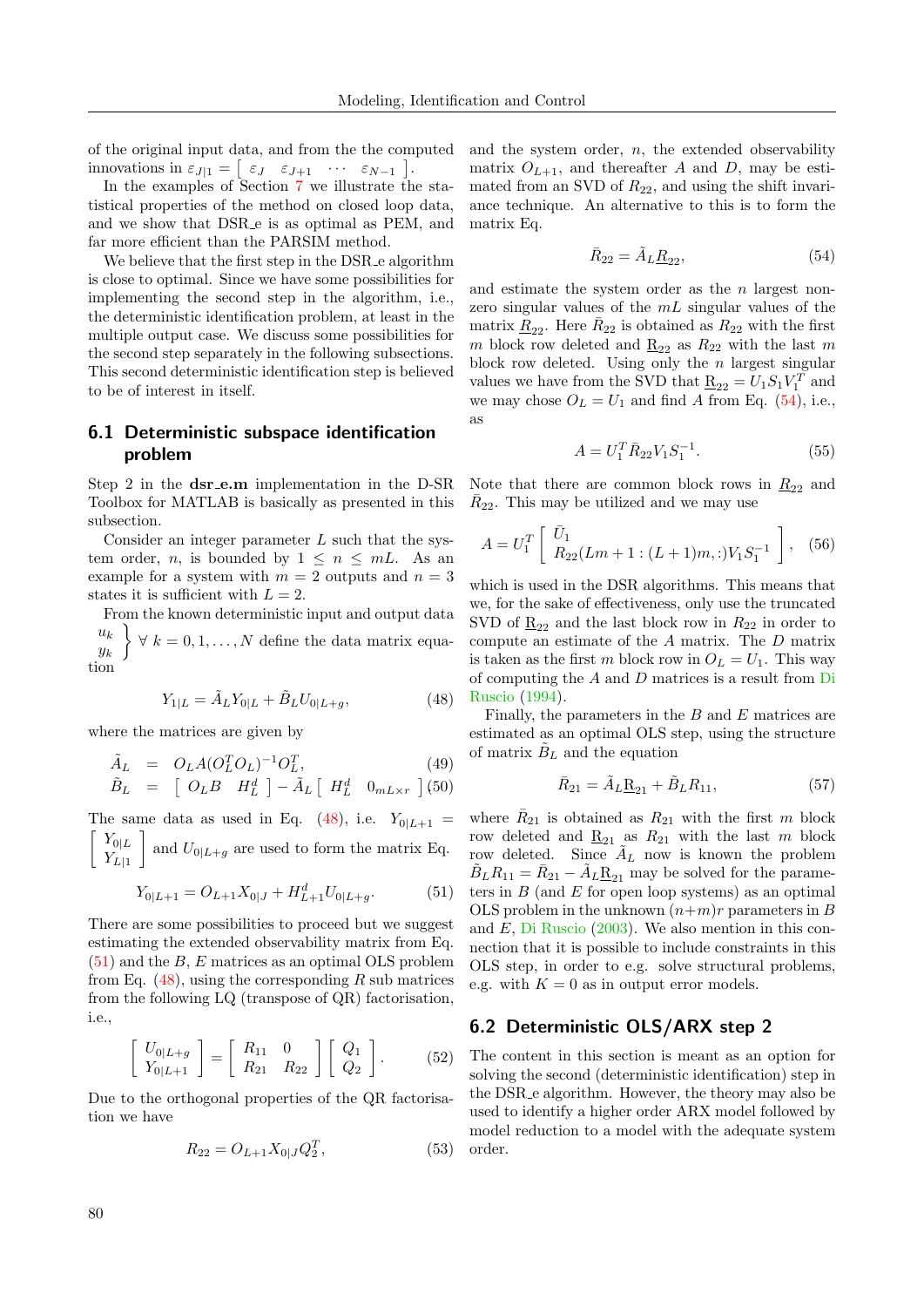of the original input data, and from the the computed innovations in $\varepsilon_{J|1} = \left[ \begin{array}{cccc} \varepsilon_J & \varepsilon_{J+1} & \cdots & \varepsilon_{N-1} \end{array} \right]$.

In the examples of Section 7 we illustrate the statistical properties of the method on closed loop data, and we show that DSR_e is as optimal as PEM, and far more efficient than the PARSIM method.

We believe that the first step in the DSR_e algorithm is close to optimal. Since we have some possibilities for implementing the second step in the algorithm, i.e., the deterministic identification problem, at least in the multiple output case. We discuss some possibilities for the second step separately in the following subsections. This second deterministic identification step is believed to be of interest in itself.

## 6.1 Deterministic subspace identification problem

Step 2 in the **dsr_e.m** implementation in the D-SR Toolbox for MATLAB is basically as presented in this subsection.

Consider an integer parameter $L$ such that the system order, $n$, is bounded by $1 \leq n \leq mL$. As an example for a system with $m = 2$ outputs and $n = 3$ states it is sufficient with $L = 2$.

From the known deterministic input and output data $\left. \begin{array}{c} u_k \\ y_k \end{array} \right\} \forall\ k = 0, 1, \ldots, N$ define the data matrix equation

$$Y_{1|L} = \tilde{A}_L Y_{0|L} + \tilde{B}_L U_{0|L+g}, \tag{48}$$

where the matrices are given by

$$\tilde{A}_L = O_L A (O_L^T O_L)^{-1} O_L^T, \tag{49}$$

$$\tilde{B}_L = \left[ \begin{array}{cc} O_L B & H_L^d \end{array} \right] - \tilde{A}_L \left[ \begin{array}{cc} H_L^d & 0_{mL \times r} \end{array} \right] \tag{50}$$

The same data as used in Eq. (48), i.e. $Y_{0|L+1} = \left[ \begin{array}{c} Y_{0|L} \\ Y_{L|1} \end{array} \right]$ and $U_{0|L+g}$ are used to form the matrix Eq.

$$Y_{0|L+1} = O_{L+1} X_{0|J} + H_{L+1}^d U_{0|L+g}. \tag{51}$$

There are some possibilities to proceed but we suggest estimating the extended observability matrix from Eq. (51) and the $B$, $E$ matrices as an optimal OLS problem from Eq. (48), using the corresponding $R$ sub matrices from the following LQ (transpose of QR) factorisation, i.e.,

$$\left[ \begin{array}{c} U_{0|L+g} \\ Y_{0|L+1} \end{array} \right] = \left[ \begin{array}{cc} R_{11} & 0 \\ R_{21} & R_{22} \end{array} \right] \left[ \begin{array}{c} Q_1 \\ Q_2 \end{array} \right]. \tag{52}$$

Due to the orthogonal properties of the QR factorisation we have

$$R_{22} = O_{L+1} X_{0|J} Q_2^T, \tag{53}$$

and the system order, $n$, the extended observability matrix $O_{L+1}$, and thereafter $A$ and $D$, may be estimated from an SVD of $R_{22}$, and using the shift invariance technique. An alternative to this is to form the matrix Eq.

$$\bar{R}_{22} = \tilde{A}_L \underline{R}_{22}, \tag{54}$$

and estimate the system order as the $n$ largest nonzero singular values of the $mL$ singular values of the matrix $\underline{R}_{22}$. Here $\bar{R}_{22}$ is obtained as $R_{22}$ with the first $m$ block row deleted and $\underline{R}_{22}$ as $R_{22}$ with the last $m$ block row deleted. Using only the $n$ largest singular values we have from the SVD that $\underline{R}_{22} = U_1 S_1 V_1^T$ and we may chose $O_L = U_1$ and find $A$ from Eq. (54), i.e., as

$$A = U_1^T \bar{R}_{22} V_1 S_1^{-1}. \tag{55}$$

Note that there are common block rows in $\underline{R}_{22}$ and $\bar{R}_{22}$. This may be utilized and we may use

$$A = U_1^T \left[ \begin{array}{c} \bar{U}_1 \\ R_{22}(Lm+1:(L+1)m,:) V_1 S_1^{-1} \end{array} \right], \tag{56}$$

which is used in the DSR algorithms. This means that we, for the sake of effectiveness, only use the truncated SVD of $\underline{R}_{22}$ and the last block row in $R_{22}$ in order to compute an estimate of the $A$ matrix. The $D$ matrix is taken as the first $m$ block row in $O_L = U_1$. This way of computing the $A$ and $D$ matrices is a result from Di Ruscio (1994).

Finally, the parameters in the $B$ and $E$ matrices are estimated as an optimal OLS step, using the structure of matrix $\tilde{B}_L$ and the equation

$$\bar{R}_{21} = \tilde{A}_L \underline{R}_{21} + \tilde{B}_L R_{11}, \tag{57}$$

where $\bar{R}_{21}$ is obtained as $R_{21}$ with the first $m$ block row deleted and $\underline{R}_{21}$ as $R_{21}$ with the last $m$ block row deleted. Since $\tilde{A}_L$ now is known the problem $\tilde{B}_L R_{11} = \bar{R}_{21} - \tilde{A}_L \underline{R}_{21}$ may be solved for the parameters in $B$ (and $E$ for open loop systems) as an optimal OLS problem in the unknown $(n+m)r$ parameters in $B$ and $E$, Di Ruscio (2003). We also mention in this connection that it is possible to include constraints in this OLS step, in order to e.g. solve structural problems, e.g. with $K = 0$ as in output error models.

## 6.2 Deterministic OLS/ARX step 2

The content in this section is meant as an option for solving the second (deterministic identification) step in the DSR_e algorithm. However, the theory may also be used to identify a higher order ARX model followed by model reduction to a model with the adequate system order.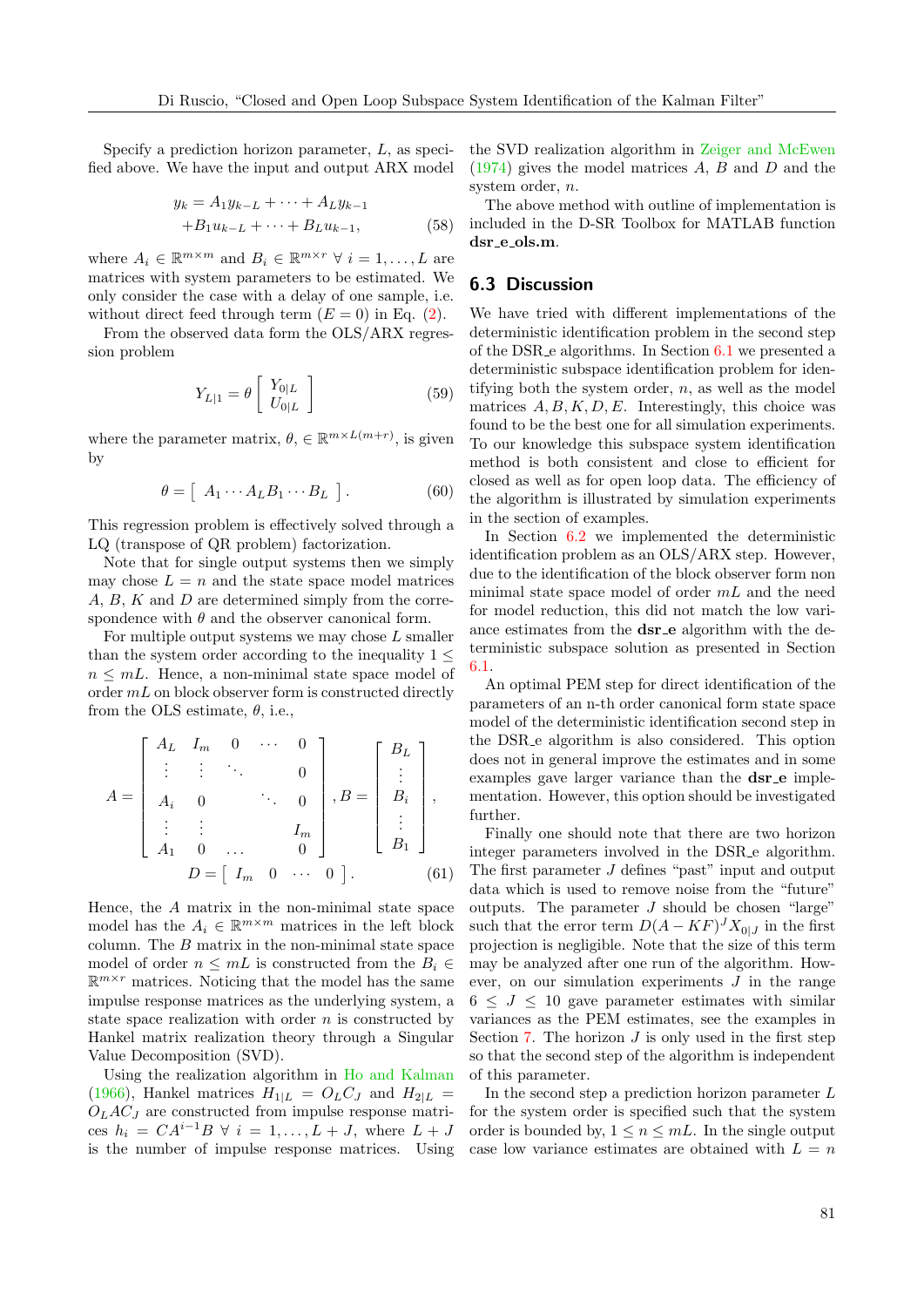Specify a prediction horizon parameter, $L$, as specified above. We have the input and output ARX model

$$
\begin{aligned}
y_k &= A_1 y_{k-L} + \cdots + A_L y_{k-1} \\
&+ B_1 u_{k-L} + \cdots + B_L u_{k-1},
\end{aligned} \tag{58}
$$

where $A_i \in \mathbb{R}^{m \times m}$ and $B_i \in \mathbb{R}^{m \times r}$ $\forall$ $i = 1, \ldots, L$ are matrices with system parameters to be estimated. We only consider the case with a delay of one sample, i.e. without direct feed through term ($E = 0$) in Eq. (2).

From the observed data form the OLS/ARX regression problem

$$
Y_{L|1} = \theta \begin{bmatrix} Y_{0|L} \\ U_{0|L} \end{bmatrix} \tag{59}
$$

where the parameter matrix, $\theta$, $\in \mathbb{R}^{m \times L(m+r)}$, is given by

$$
\theta = \begin{bmatrix} A_1 \cdots A_L B_1 \cdots B_L \end{bmatrix}. \tag{60}
$$

This regression problem is effectively solved through a LQ (transpose of QR problem) factorization.

Note that for single output systems then we simply may chose $L = n$ and the state space model matrices $A$, $B$, $K$ and $D$ are determined simply from the correspondence with $\theta$ and the observer canonical form.

For multiple output systems we may chose $L$ smaller than the system order according to the inequality $1 \leq n \leq mL$. Hence, a non-minimal state space model of order $mL$ on block observer form is constructed directly from the OLS estimate, $\theta$, i.e.,

$$
A = \begin{bmatrix}
A_L & I_m & 0 & \cdots & 0 \\
\vdots & \vdots & \ddots & & 0 \\
A_i & 0 & & \ddots & 0 \\
\vdots & \vdots & & & I_m \\
A_1 & 0 & \ldots & & 0
\end{bmatrix}, B = \begin{bmatrix} B_L \\ \vdots \\ B_i \\ \vdots \\ B_1 \end{bmatrix},
$$

$$
D = \begin{bmatrix} I_m & 0 & \cdots & 0 \end{bmatrix}. \tag{61}
$$

Hence, the $A$ matrix in the non-minimal state space model has the $A_i \in \mathbb{R}^{m \times m}$ matrices in the left block column. The $B$ matrix in the non-minimal state space model of order $n \leq mL$ is constructed from the $B_i \in \mathbb{R}^{m \times r}$ matrices. Noticing that the model has the same impulse response matrices as the underlying system, a state space realization with order $n$ is constructed by Hankel matrix realization theory through a Singular Value Decomposition (SVD).

Using the realization algorithm in Ho and Kalman (1966), Hankel matrices $H_{1|L} = O_L C_J$ and $H_{2|L} = O_L A C_J$ are constructed from impulse response matrices $h_i = CA^{i-1}B$ $\forall$ $i = 1, \ldots, L + J$, where $L + J$ is the number of impulse response matrices. Using the SVD realization algorithm in Zeiger and McEwen (1974) gives the model matrices $A$, $B$ and $D$ and the system order, $n$.

The above method with outline of implementation is included in the D-SR Toolbox for MATLAB function **dsr_e_ols.m**.

## 6.3 Discussion

We have tried with different implementations of the deterministic identification problem in the second step of the DSR_e algorithms. In Section 6.1 we presented a deterministic subspace identification problem for identifying both the system order, $n$, as well as the model matrices $A, B, K, D, E$. Interestingly, this choice was found to be the best one for all simulation experiments. To our knowledge this subspace system identification method is both consistent and close to efficient for closed as well as for open loop data. The efficiency of the algorithm is illustrated by simulation experiments in the section of examples.

In Section 6.2 we implemented the deterministic identification problem as an OLS/ARX step. However, due to the identification of the block observer form non minimal state space model of order $mL$ and the need for model reduction, this did not match the low variance estimates from the **dsr_e** algorithm with the deterministic subspace solution as presented in Section 6.1.

An optimal PEM step for direct identification of the parameters of an n-th order canonical form state space model of the deterministic identification second step in the DSR_e algorithm is also considered. This option does not in general improve the estimates and in some examples gave larger variance than the **dsr_e** implementation. However, this option should be investigated further.

Finally one should note that there are two horizon integer parameters involved in the DSR_e algorithm. The first parameter $J$ defines "past" input and output data which is used to remove noise from the "future" outputs. The parameter $J$ should be chosen "large" such that the error term $D(A - KF)^J X_{0|J}$ in the first projection is negligible. Note that the size of this term may be analyzed after one run of the algorithm. However, on our simulation experiments $J$ in the range $6 \leq J \leq 10$ gave parameter estimates with similar variances as the PEM estimates, see the examples in Section 7. The horizon $J$ is only used in the first step so that the second step of the algorithm is independent of this parameter.

In the second step a prediction horizon parameter $L$ for the system order is specified such that the system order is bounded by, $1 \leq n \leq mL$. In the single output case low variance estimates are obtained with $L = n$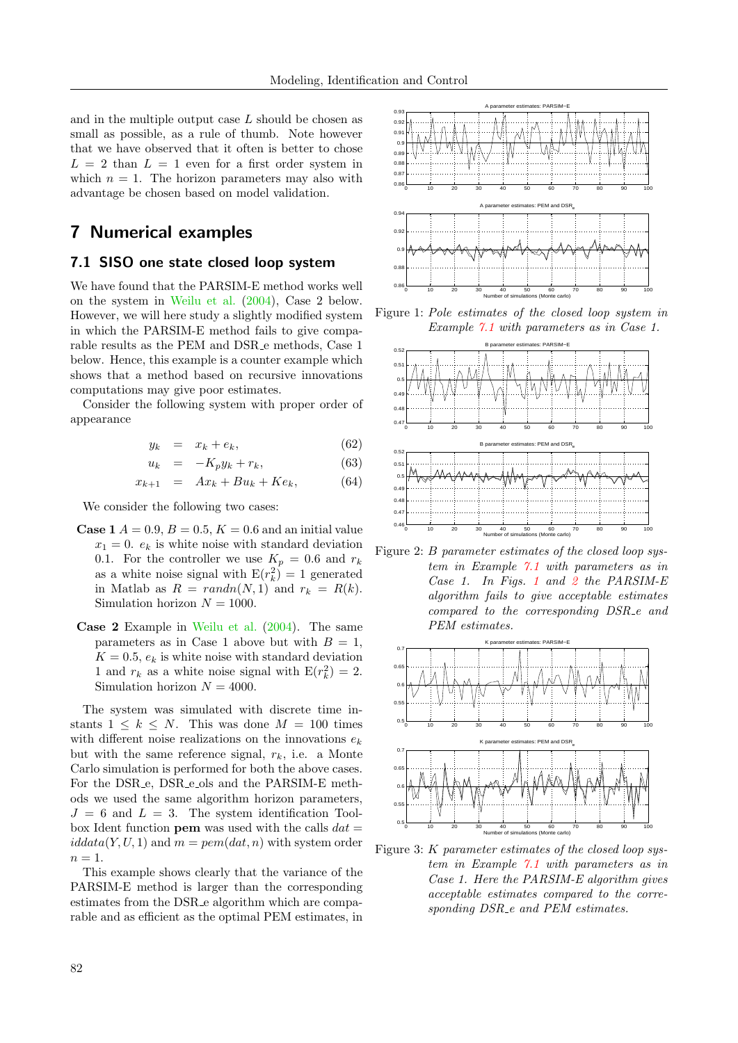and in the multiple output case $L$ should be chosen as small as possible, as a rule of thumb. Note however that we have observed that it often is better to chose $L = 2$ than $L = 1$ even for a first order system in which $n = 1$. The horizon parameters may also with advantage be chosen based on model validation.

# 7 Numerical examples

## 7.1 SISO one state closed loop system

We have found that the PARSIM-E method works well on the system in Weilu et al. (2004), Case 2 below. However, we will here study a slightly modified system in which the PARSIM-E method fails to give comparable results as the PEM and DSR_e methods, Case 1 below. Hence, this example is a counter example which shows that a method based on recursive innovations computations may give poor estimates.

Consider the following system with proper order of appearance

$$y_k = x_k + e_k, \tag{62}$$

$$u_k = -K_p y_k + r_k, \tag{63}$$

$$x_{k+1} = A x_k + B u_k + K e_k, \tag{64}$$

We consider the following two cases:

**Case 1** $A = 0.9$, $B = 0.5$, $K = 0.6$ and an initial value $x_1 = 0$. $e_k$ is white noise with standard deviation 0.1. For the controller we use $K_p = 0.6$ and $r_k$ as a white noise signal with $\mathrm{E}(r_k^2) = 1$ generated in Matlab as $R = randn(N, 1)$ and $r_k = R(k)$. Simulation horizon $N = 1000$.

**Case 2** Example in Weilu et al. (2004). The same parameters as in Case 1 above but with $B = 1$, $K = 0.5$, $e_k$ is white noise with standard deviation 1 and $r_k$ as a white noise signal with $\mathrm{E}(r_k^2) = 2$. Simulation horizon $N = 4000$.

The system was simulated with discrete time instants $1 \leq k \leq N$. This was done $M = 100$ times with different noise realizations on the innovations $e_k$ but with the same reference signal, $r_k$, i.e. a Monte Carlo simulation is performed for both the above cases. For the DSR_e, DSR_e_ols and the PARSIM-E methods we used the same algorithm horizon parameters, $J = 6$ and $L = 3$. The system identification Toolbox Ident function **pem** was used with the calls $dat = iddata(Y, U, 1)$ and $m = pem(dat, n)$ with system order $n = 1$.

This example shows clearly that the variance of the PARSIM-E method is larger than the corresponding estimates from the DSR_e algorithm which are comparable and as efficient as the optimal PEM estimates, in

Figure 1: *Pole estimates of the closed loop system in Example 7.1 with parameters as in Case 1.*

Figure 2: *B parameter estimates of the closed loop system in Example 7.1 with parameters as in Case 1. In Figs. 1 and 2 the PARSIM-E algorithm fails to give acceptable estimates compared to the corresponding DSR_e and PEM estimates.*

Figure 3: *K parameter estimates of the closed loop system in Example 7.1 with parameters as in Case 1. Here the PARSIM-E algorithm gives acceptable estimates compared to the corresponding DSR_e and PEM estimates.*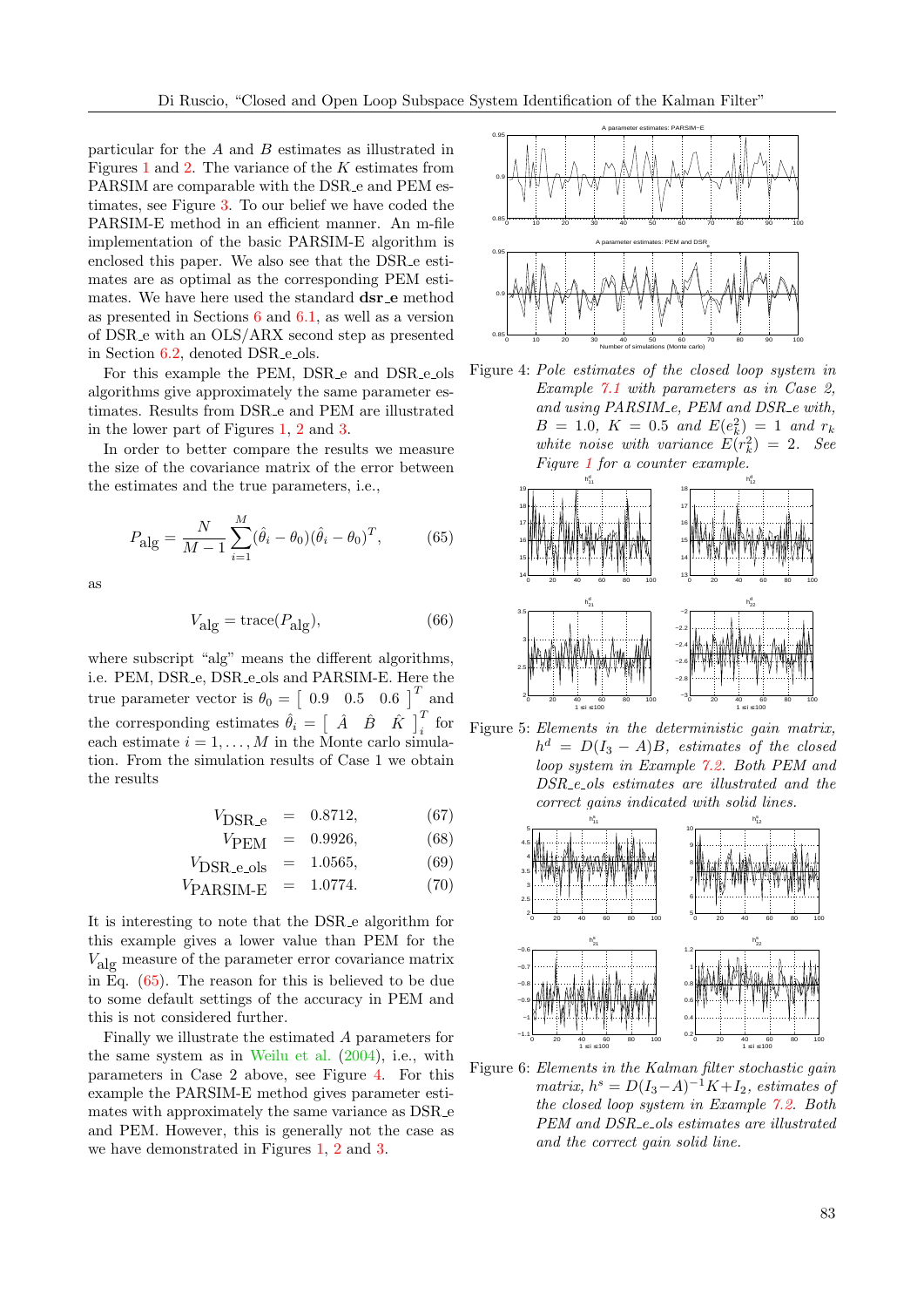particular for the $A$ and $B$ estimates as illustrated in Figures 1 and 2. The variance of the $K$ estimates from PARSIM are comparable with the DSR_e and PEM estimates, see Figure 3. To our belief we have coded the PARSIM-E method in an efficient manner. An m-file implementation of the basic PARSIM-E algorithm is enclosed this paper. We also see that the DSR_e estimates are as optimal as the corresponding PEM estimates. We have here used the standard **dsr_e** method as presented in Sections 6 and 6.1, as well as a version of DSR_e with an OLS/ARX second step as presented in Section 6.2, denoted DSR_e_ols.

For this example the PEM, DSR_e and DSR_e_ols algorithms give approximately the same parameter estimates. Results from DSR_e and PEM are illustrated in the lower part of Figures 1, 2 and 3.

In order to better compare the results we measure the size of the covariance matrix of the error between the estimates and the true parameters, i.e.,

$$P_{\text{alg}} = \frac{N}{M-1}\sum_{i=1}^{M}(\hat{\theta}_i - \theta_0)(\hat{\theta}_i - \theta_0)^T, \tag{65}$$

as

$$V_{\text{alg}} = \text{trace}(P_{\text{alg}}), \tag{66}$$

where subscript "alg" means the different algorithms, i.e. PEM, DSR_e, DSR_e_ols and PARSIM-E. Here the true parameter vector is $\theta_0 = \begin{bmatrix} 0.9 & 0.5 & 0.6 \end{bmatrix}^T$ and the corresponding estimates $\hat{\theta}_i = \begin{bmatrix} \hat{A} & \hat{B} & \hat{K} \end{bmatrix}_i^T$ for each estimate $i = 1, \ldots, M$ in the Monte carlo simulation. From the simulation results of Case 1 we obtain the results

$$V_{\text{DSR\_e}} = 0.8712, \tag{67}$$

$$V_{\text{PEM}} = 0.9926, \tag{68}$$

$$V_{\text{DSR\_e\_ols}} = 1.0565, \tag{69}$$

$$V_{\text{PARSIM-E}} = 1.0774. \tag{70}$$

It is interesting to note that the DSR_e algorithm for this example gives a lower value than PEM for the $V_{\text{alg}}$ measure of the parameter error covariance matrix in Eq. (65). The reason for this is believed to be due to some default settings of the accuracy in PEM and this is not considered further.

Finally we illustrate the estimated $A$ parameters for the same system as in Weilu et al. (2004), i.e., with parameters in Case 2 above, see Figure 4. For this example the PARSIM-E method gives parameter estimates with approximately the same variance as DSR_e and PEM. However, this is generally not the case as we have demonstrated in Figures 1, 2 and 3.

Figure 4: *Pole estimates of the closed loop system in Example 7.1 with parameters as in Case 2, and using PARSIM_e, PEM and DSR_e with, $B = 1.0$, $K = 0.5$ and $E(e_k^2) = 1$ and $r_k$ white noise with variance $E(r_k^2) = 2$. See Figure 1 for a counter example.*

Figure 5: *Elements in the deterministic gain matrix, $h^d = D(I_3 - A)B$, estimates of the closed loop system in Example 7.2. Both PEM and DSR_e_ols estimates are illustrated and the correct gains indicated with solid lines.*

Figure 6: *Elements in the Kalman filter stochastic gain matrix, $h^s = D(I_3 - A)^{-1}K + I_2$, estimates of the closed loop system in Example 7.2. Both PEM and DSR_e_ols estimates are illustrated and the correct gain solid line.*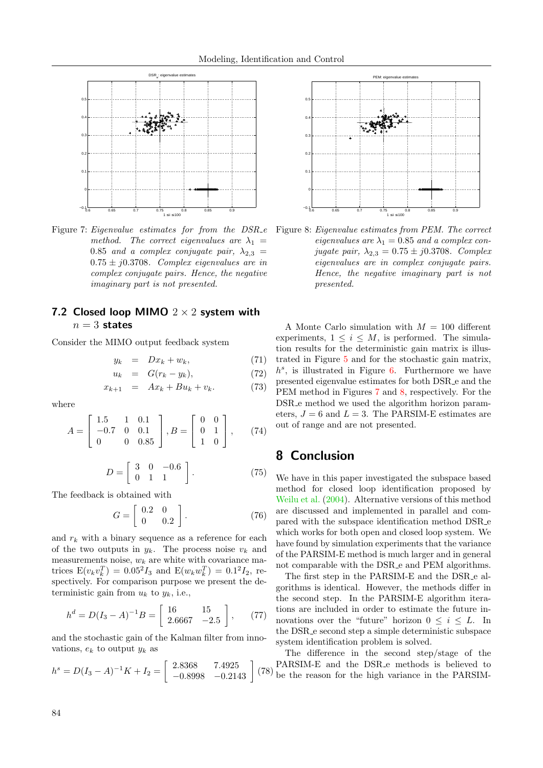Figure 7: *Eigenvalue estimates for from the DSR_e method. The correct eigenvalues are $\lambda_1 = 0.85$ and a complex conjugate pair, $\lambda_{2,3} = 0.75 \pm j0.3708$. Complex eigenvalues are in complex conjugate pairs. Hence, the negative imaginary part is not presented.*

Figure 8: *Eigenvalue estimates from PEM. The correct eigenvalues are $\lambda_1 = 0.85$ and a complex conjugate pair, $\lambda_{2,3} = 0.75 \pm j0.3708$. Complex eigenvalues are in complex conjugate pairs. Hence, the negative imaginary part is not presented.*

## 7.2 Closed loop MIMO $2 \times 2$ system with $n = 3$ states

Consider the MIMO output feedback system

$$y_k = Dx_k + w_k, \tag{71}$$

$$u_k = G(r_k - y_k), \tag{72}$$

$$x_{k+1} = Ax_k + Bu_k + v_k. \tag{73}$$

where

$$A = \begin{bmatrix} 1.5 & 1 & 0.1 \\ -0.7 & 0 & 0.1 \\ 0 & 0 & 0.85 \end{bmatrix}, B = \begin{bmatrix} 0 & 0 \\ 0 & 1 \\ 1 & 0 \end{bmatrix}, \tag{74}$$

$$D = \begin{bmatrix} 3 & 0 & -0.6 \\ 0 & 1 & 1 \end{bmatrix}. \tag{75}$$

The feedback is obtained with

$$G = \begin{bmatrix} 0.2 & 0 \\ 0 & 0.2 \end{bmatrix}. \tag{76}$$

and $r_k$ with a binary sequence as a reference for each of the two outputs in $y_k$. The process noise $v_k$ and measurements noise, $w_k$ are white with covariance matrices $\mathrm{E}(v_k v_k^T) = 0.05^2 I_3$ and $\mathrm{E}(w_k w_k^T) = 0.1^2 I_2$, respectively. For comparison purpose we present the deterministic gain from $u_k$ to $y_k$, i.e.,

$$h^d = D(I_3 - A)^{-1}B = \begin{bmatrix} 16 & 15 \\ 2.6667 & -2.5 \end{bmatrix}, \tag{77}$$

and the stochastic gain of the Kalman filter from innovations, $e_k$ to output $y_k$ as

$$h^s = D(I_3 - A)^{-1}K + I_2 = \begin{bmatrix} 2.8368 & 7.4925 \\ -0.8998 & -0.2143 \end{bmatrix} \tag{78}$$

A Monte Carlo simulation with $M = 100$ different experiments, $1 \leq i \leq M$, is performed. The simulation results for the deterministic gain matrix is illustrated in Figure 5 and for the stochastic gain matrix, $h^s$, is illustrated in Figure 6. Furthermore we have presented eigenvalue estimates for both DSR_e and the PEM method in Figures 7 and 8, respectively. For the DSR_e method we used the algorithm horizon parameters, $J = 6$ and $L = 3$. The PARSIM-E estimates are out of range and are not presented.

# 8 Conclusion

We have in this paper investigated the subspace based method for closed loop identification proposed by Weilu et al. (2004). Alternative versions of this method are discussed and implemented in parallel and compared with the subspace identification method DSR_e which works for both open and closed loop system. We have found by simulation experiments that the variance of the PARSIM-E method is much larger and in general not comparable with the DSR_e and PEM algorithms.

The first step in the PARSIM-E and the DSR_e algorithms is identical. However, the methods differ in the second step. In the PARSIM-E algorithm iterations are included in order to estimate the future innovations over the "future" horizon $0 \leq i \leq L$. In the DSR_e second step a simple deterministic subspace system identification problem is solved.

The difference in the second step/stage of the PARSIM-E and the DSR_e methods is believed to be the reason for the high variance in the PARSIM-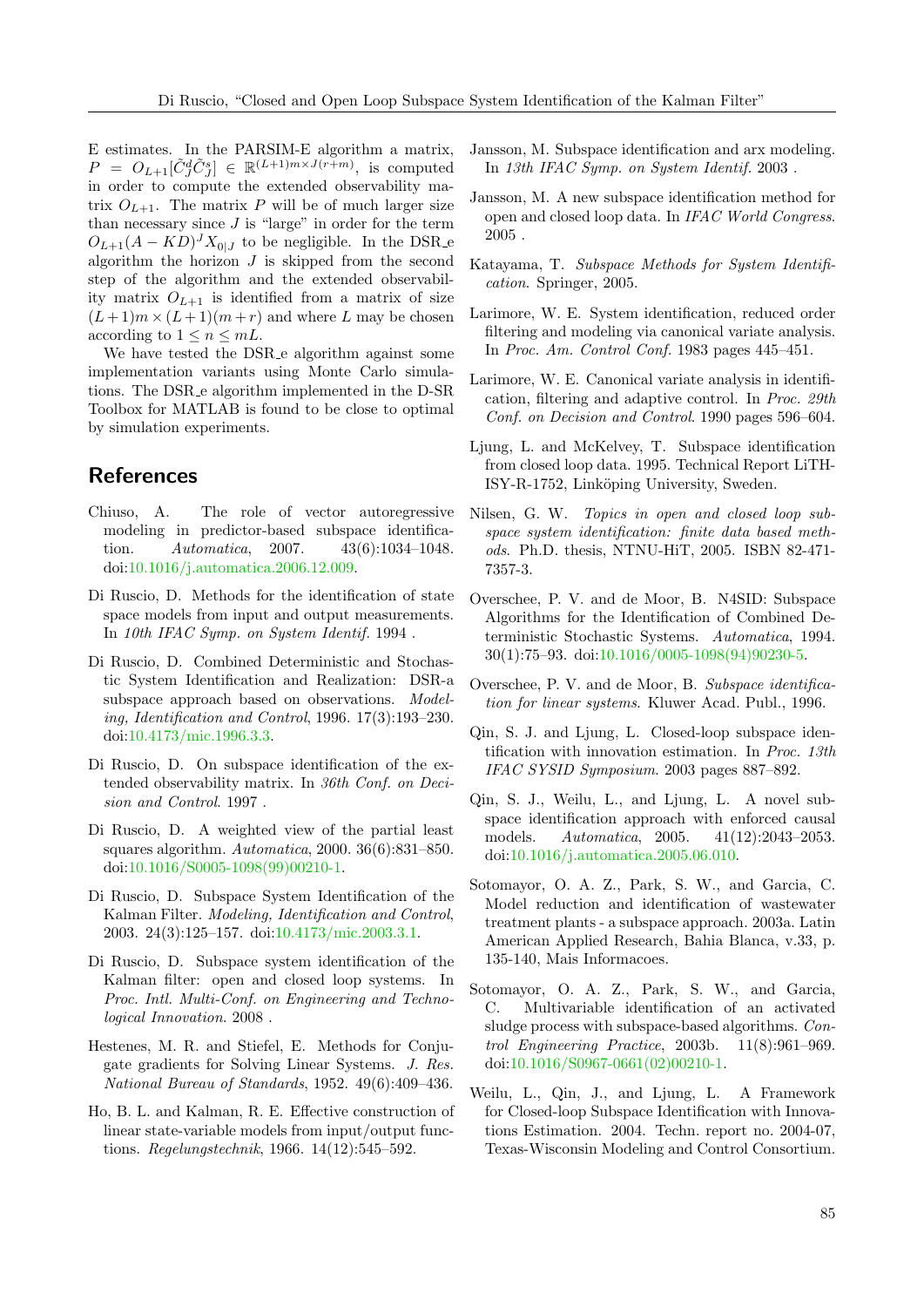E estimates. In the PARSIM-E algorithm a matrix, $P = O_{L+1}[\tilde{C}_J^d \tilde{C}_J^s] \in \mathbb{R}^{(L+1)m \times J(r+m)}$, is computed in order to compute the extended observability matrix $O_{L+1}$. The matrix $P$ will be of much larger size than necessary since $J$ is "large" in order for the term $O_{L+1}(A - KD)^J X_{0|J}$ to be negligible. In the DSR_e algorithm the horizon $J$ is skipped from the second step of the algorithm and the extended observability matrix $O_{L+1}$ is identified from a matrix of size $(L+1)m \times (L+1)(m+r)$ and where $L$ may be chosen according to $1 \leq n \leq mL$.

We have tested the DSR_e algorithm against some implementation variants using Monte Carlo simulations. The DSR_e algorithm implemented in the D-SR Toolbox for MATLAB is found to be close to optimal by simulation experiments.

## References

Chiuso, A. The role of vector autoregressive modeling in predictor-based subspace identification. *Automatica*, 2007. 43(6):1034–1048. doi:10.1016/j.automatica.2006.12.009.

Di Ruscio, D. Methods for the identification of state space models from input and output measurements. In *10th IFAC Symp. on System Identif.* 1994 .

Di Ruscio, D. Combined Deterministic and Stochastic System Identification and Realization: DSR-a subspace approach based on observations. *Modeling, Identification and Control*, 1996. 17(3):193–230. doi:10.4173/mic.1996.3.3.

Di Ruscio, D. On subspace identification of the extended observability matrix. In *36th Conf. on Decision and Control*. 1997 .

Di Ruscio, D. A weighted view of the partial least squares algorithm. *Automatica*, 2000. 36(6):831–850. doi:10.1016/S0005-1098(99)00210-1.

Di Ruscio, D. Subspace System Identification of the Kalman Filter. *Modeling, Identification and Control*, 2003. 24(3):125–157. doi:10.4173/mic.2003.3.1.

Di Ruscio, D. Subspace system identification of the Kalman filter: open and closed loop systems. In *Proc. Intl. Multi-Conf. on Engineering and Technological Innovation*. 2008 .

Hestenes, M. R. and Stiefel, E. Methods for Conjugate gradients for Solving Linear Systems. *J. Res. National Bureau of Standards*, 1952. 49(6):409–436.

Ho, B. L. and Kalman, R. E. Effective construction of linear state-variable models from input/output functions. *Regelungstechnik*, 1966. 14(12):545–592.

Jansson, M. Subspace identification and arx modeling. In *13th IFAC Symp. on System Identif.* 2003 .

Jansson, M. A new subspace identification method for open and closed loop data. In *IFAC World Congress*. 2005 .

Katayama, T. *Subspace Methods for System Identification*. Springer, 2005.

Larimore, W. E. System identification, reduced order filtering and modeling via canonical variate analysis. In *Proc. Am. Control Conf.* 1983 pages 445–451.

Larimore, W. E. Canonical variate analysis in identification, filtering and adaptive control. In *Proc. 29th Conf. on Decision and Control*. 1990 pages 596–604.

Ljung, L. and McKelvey, T. Subspace identification from closed loop data. 1995. Technical Report LiTH-ISY-R-1752, Linköping University, Sweden.

Nilsen, G. W. *Topics in open and closed loop subspace system identification: finite data based methods*. Ph.D. thesis, NTNU-HiT, 2005. ISBN 82-471-7357-3.

Overschee, P. V. and de Moor, B. N4SID: Subspace Algorithms for the Identification of Combined Deterministic Stochastic Systems. *Automatica*, 1994. 30(1):75–93. doi:10.1016/0005-1098(94)90230-5.

Overschee, P. V. and de Moor, B. *Subspace identification for linear systems*. Kluwer Acad. Publ., 1996.

Qin, S. J. and Ljung, L. Closed-loop subspace identification with innovation estimation. In *Proc. 13th IFAC SYSID Symposium*. 2003 pages 887–892.

Qin, S. J., Weilu, L., and Ljung, L. A novel subspace identification approach with enforced causal models. *Automatica*, 2005. 41(12):2043–2053. doi:10.1016/j.automatica.2005.06.010.

Sotomayor, O. A. Z., Park, S. W., and Garcia, C. Model reduction and identification of wastewater treatment plants - a subspace approach. 2003a. Latin American Applied Research, Bahia Blanca, v.33, p. 135-140, Mais Informacoes.

Sotomayor, O. A. Z., Park, S. W., and Garcia, C. Multivariable identification of an activated sludge process with subspace-based algorithms. *Control Engineering Practice*, 2003b. 11(8):961–969. doi:10.1016/S0967-0661(02)00210-1.

Weilu, L., Qin, J., and Ljung, L. A Framework for Closed-loop Subspace Identification with Innovations Estimation. 2004. Techn. report no. 2004-07, Texas-Wisconsin Modeling and Control Consortium.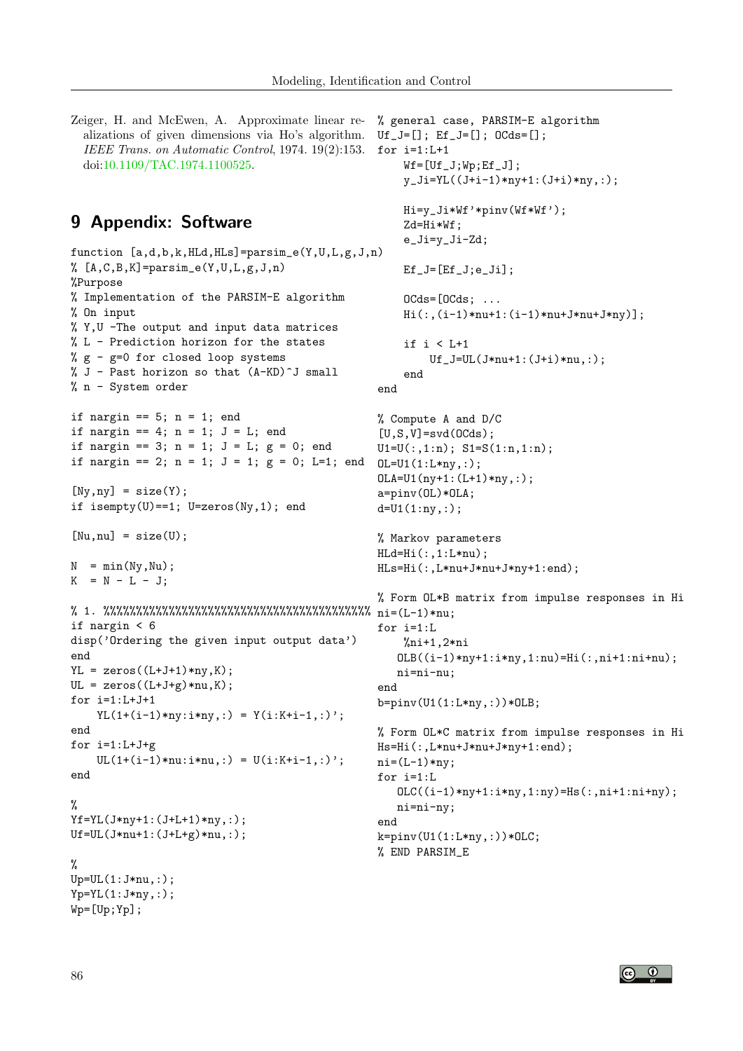Zeiger, H. and McEwen, A. Approximate linear realizations of given dimensions via Ho's algorithm. *IEEE Trans. on Automatic Control*, 1974. 19(2):153. doi:10.1109/TAC.1974.1100525.

# 9 Appendix: Software

```
function [a,d,b,k,HLd,HLs]=parsim_e(Y,U,L,g,J,n)
% [A,C,B,K]=parsim_e(Y,U,L,g,J,n)
%Purpose
% Implementation of the PARSIM-E algorithm
% On input
% Y,U -The output and input data matrices
% L - Prediction horizon for the states
% g - g=0 for closed loop systems
% J - Past horizon so that (A-KD)^J small
% n - System order

if nargin == 5; n = 1; end
if nargin == 4; n = 1; J = L; end
if nargin == 3; n = 1; J = L; g = 0; end
if nargin == 2; n = 1; J = 1; g = 0; L=1; end

[Ny,ny] = size(Y);
if isempty(U)==1; U=zeros(Ny,1); end

[Nu,nu] = size(U);

N  = min(Ny,Nu);
K  = N - L - J;

% 1. %%%%%%%%%%%%%%%%%%%%%%%%%%%%%%%%%%%%%%%%%%%
if nargin < 6
disp('Ordering the given input output data')
end
YL = zeros((L+1)*ny,K);
UL = zeros((L+J+g)*nu,K);
for i=1:L+J+1
    YL(1+(i-1)*ny:i*ny,:) = Y(i:K+i-1,:)';
end
for i=1:L+J+g
    UL(1+(i-1)*nu:i*nu,:) = U(i:K+i-1,:)';
end

%
Yf=YL(J*ny+1:(J+L+1)*ny,:);
Uf=UL(J*nu+1:(J+L+g)*nu,:);

%
Up=UL(1:J*nu,:);
Yp=YL(1:J*ny,:);
Wp=[Up;Yp];

% general case, PARSIM-E algorithm
Uf_J=[]; Ef_J=[]; OCds=[];
for i=1:L+1
    Wf=[Uf_J;Wp;Ef_J];
    y_Ji=YL((J+i-1)*ny+1:(J+i)*ny,:);

    Hi=y_Ji*Wf'*pinv(Wf*Wf');
    Zd=Hi*Wf;
    e_Ji=y_Ji-Zd;

    Ef_J=[Ef_J;e_Ji];

    OCds=[OCds; ...
    Hi(:,(i-1)*nu+1:(i-1)*nu+J*nu+J*ny)];

    if i < L+1
        Uf_J=UL(J*nu+1:(J+i)*nu,:);
    end
end

% Compute A and D/C
[U,S,V]=svd(OCds);
U1=U(:,1:n); S1=S(1:n,1:n);
OL=U1(1:L*ny,:);
OLA=U1(ny+1:(L+1)*ny,:);
a=pinv(OL)*OLA;
d=U1(1:ny,:);

% Markov parameters
HLd=Hi(:,1:L*nu);
HLs=Hi(:,L*nu+J*nu+J*ny+1:end);

% Form OL*B matrix from impulse responses in Hi
ni=(L-1)*nu;
for i=1:L
    %ni+1,2*ni
   OLB((i-1)*ny+1:i*ny,1:nu)=Hi(:,ni+1:ni+nu);
   ni=ni-nu;
end
b=pinv(U1(1:L*ny,:))*OLB;

% Form OL*C matrix from impulse responses in Hi
Hs=Hi(:,L*nu+J*nu+J*ny+1:end);
ni=(L-1)*ny;
for i=1:L
   OLC((i-1)*ny+1:i*ny,1:ny)=Hs(:,ni+1:ni+ny);
   ni=ni-ny;
end
k=pinv(U1(1:L*ny,:))*OLC;
% END PARSIM_E
```